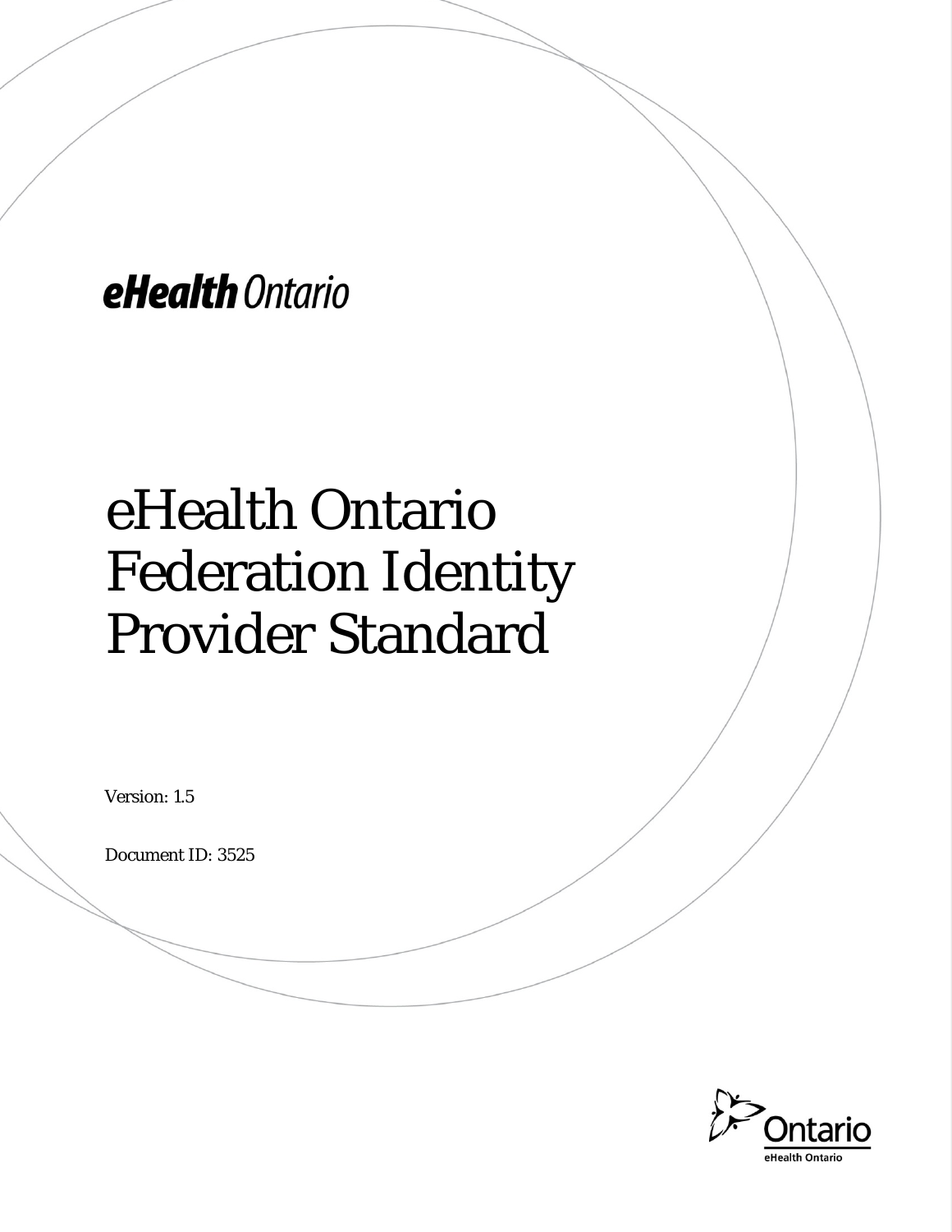eHealth Ontario

# eHealth Ontario Federation Identity Provider Standard

Version: 1.5

Document ID: 3525

Ontario

eHealth Ontario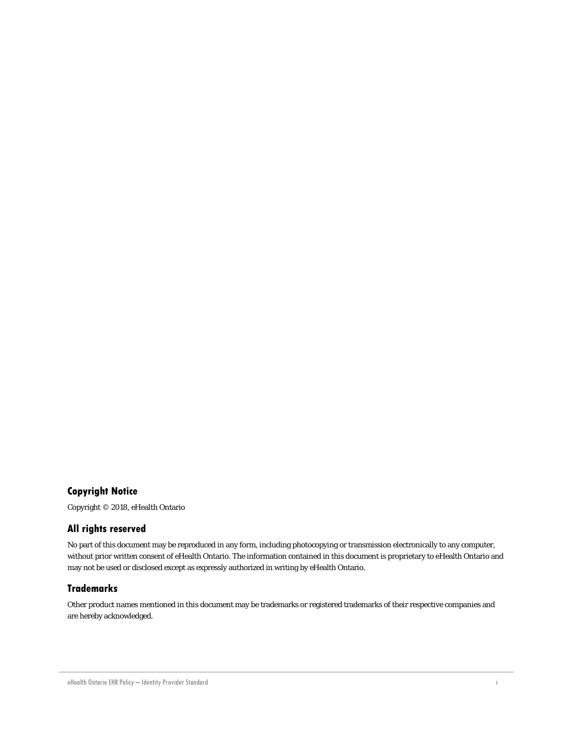## Copyright Notice

Copyright © 2018, eHealth Ontario

## All rights reserved

No part of this document may be reproduced in any form, including photocopying or transmission electronically to any computer, without prior written consent of eHealth Ontario. The information contained in this document is proprietary to eHealth Ontario and may not be used or disclosed except as expressly authorized in writing by eHealth Ontario.

## Trademarks

Other product names mentioned in this document may be trademarks or registered trademarks of their respective companies and are hereby acknowledged.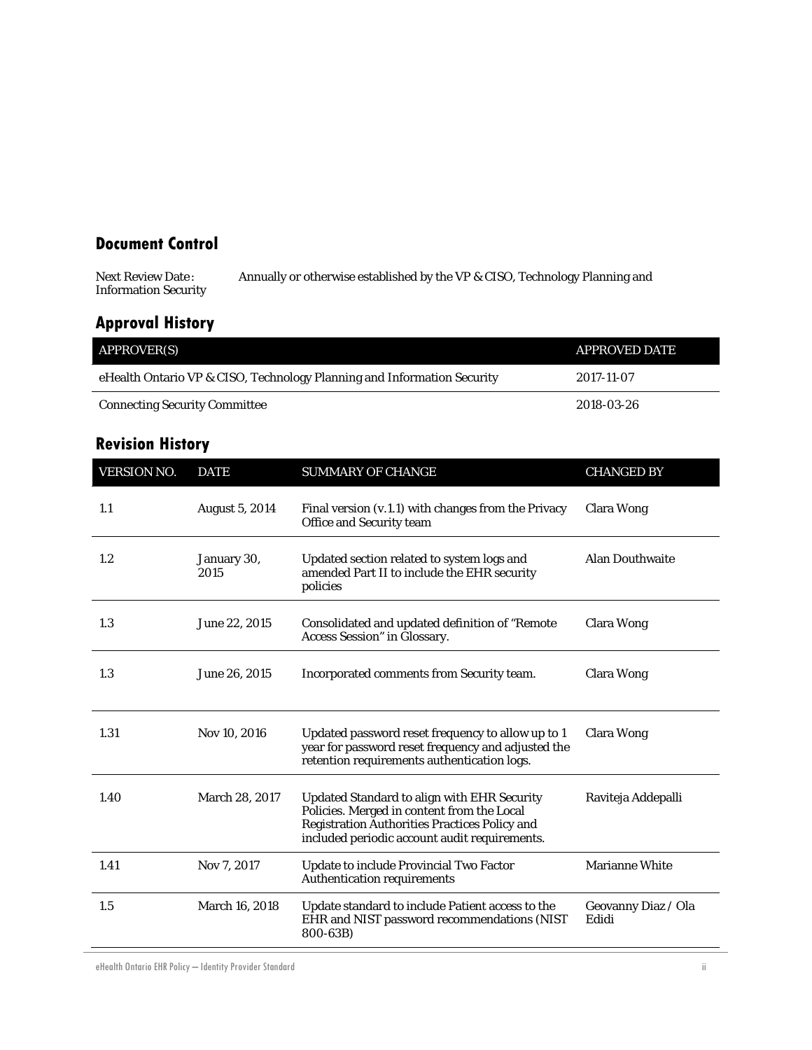## Document Control

Next Review Date: Annually or otherwise established by the VP & CISO, Technology Planning and Information Security

## Approval History

| APPROVER(S) | APPROVED DATE |
|---|---|
| eHealth Ontario VP & CISO, Technology Planning and Information Security | 2017-11-07 |
| Connecting Security Committee | 2018-03-26 |

## Revision History

| VERSION NO. | DATE | SUMMARY OF CHANGE | CHANGED BY |
|---|---|---|---|
| 1.1 | August 5, 2014 | Final version (v.1.1) with changes from the Privacy Office and Security team | Clara Wong |
| 1.2 | January 30, 2015 | Updated section related to system logs and amended Part II to include the EHR security policies | Alan Douthwaite |
| 1.3 | June 22, 2015 | Consolidated and updated definition of "Remote Access Session" in Glossary. | Clara Wong |
| 1.3 | June 26, 2015 | Incorporated comments from Security team. | Clara Wong |
| 1.31 | Nov 10, 2016 | Updated password reset frequency to allow up to 1 year for password reset frequency and adjusted the retention requirements authentication logs. | Clara Wong |
| 1.40 | March 28, 2017 | Updated Standard to align with EHR Security Policies. Merged in content from the Local Registration Authorities Practices Policy and included periodic account audit requirements. | Raviteja Addepalli |
| 1.41 | Nov 7, 2017 | Update to include Provincial Two Factor Authentication requirements | Marianne White |
| 1.5 | March 16, 2018 | Update standard to include Patient access to the EHR and NIST password recommendations (NIST 800-63B) | Geovanny Diaz / Ola Edidi |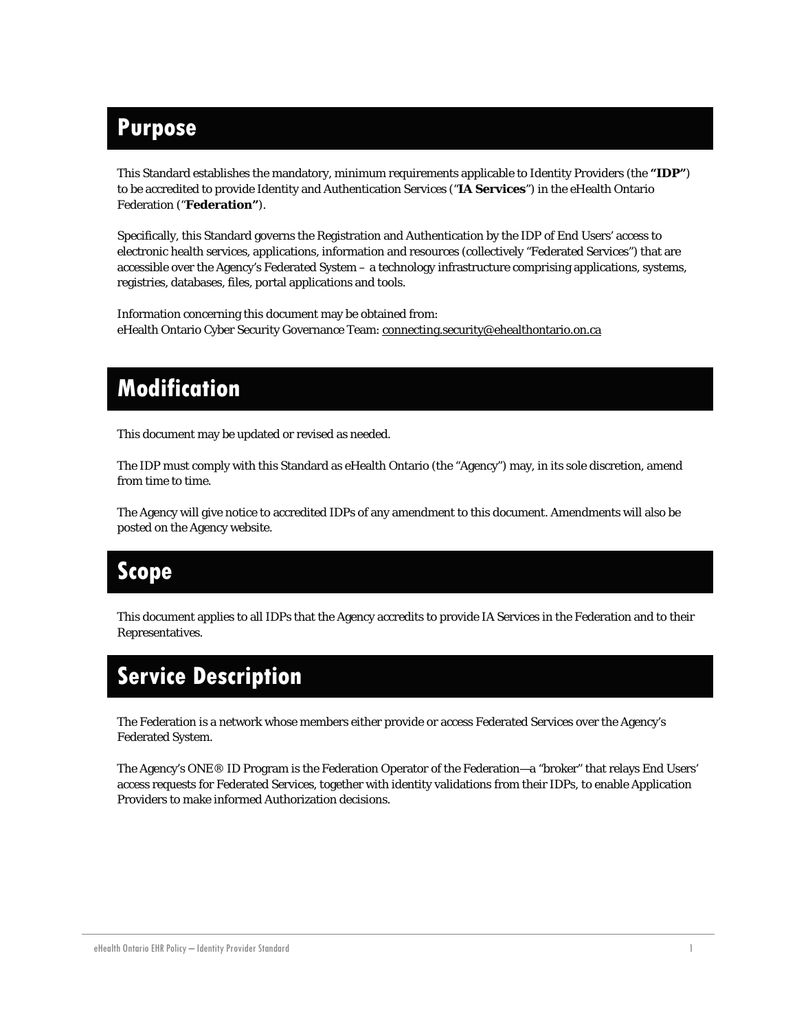# Purpose

This Standard establishes the mandatory, minimum requirements applicable to Identity Providers (the **"IDP"**) to be accredited to provide Identity and Authentication Services ("**IA Services**") in the eHealth Ontario Federation ("**Federation"**).

Specifically, this Standard governs the Registration and Authentication by the IDP of End Users' access to electronic health services, applications, information and resources (collectively "Federated Services") that are accessible over the Agency's Federated System – a technology infrastructure comprising applications, systems, registries, databases, files, portal applications and tools.

Information concerning this document may be obtained from:
eHealth Ontario Cyber Security Governance Team: connecting.security@ehealthontario.on.ca

# Modification

This document may be updated or revised as needed.

The IDP must comply with this Standard as eHealth Ontario (the "Agency") may, in its sole discretion, amend from time to time.

The Agency will give notice to accredited IDPs of any amendment to this document. Amendments will also be posted on the Agency website.

# Scope

This document applies to all IDPs that the Agency accredits to provide IA Services in the Federation and to their Representatives.

# Service Description

The Federation is a network whose members either provide or access Federated Services over the Agency's Federated System.

The Agency's ONE® ID Program is the Federation Operator of the Federation—a "broker" that relays End Users' access requests for Federated Services, together with identity validations from their IDPs, to enable Application Providers to make informed Authorization decisions.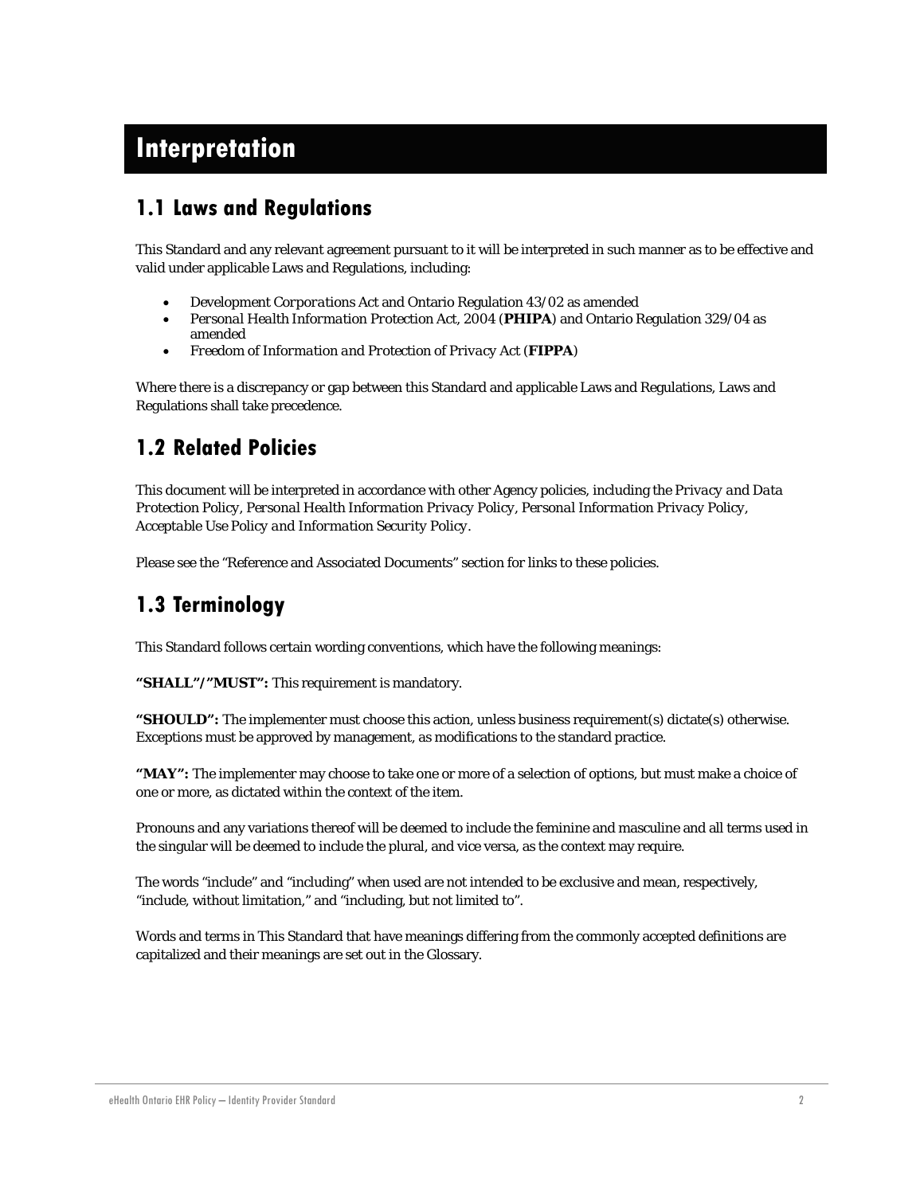# Interpretation

## 1.1 Laws and Regulations

This Standard and any relevant agreement pursuant to it will be interpreted in such manner as to be effective and valid under applicable Laws and Regulations, including:

- *Development Corporations Act* and Ontario Regulation 43/02 as amended
- *Personal Health Information Protection Act, 2004* (**PHIPA**) and Ontario Regulation 329/04 as amended
- *Freedom of Information and Protection of Privacy Act* (**FIPPA**)

Where there is a discrepancy or gap between this Standard and applicable Laws and Regulations, Laws and Regulations shall take precedence.

## 1.2 Related Policies

This document will be interpreted in accordance with other Agency policies, including the *Privacy and Data Protection Policy, Personal Health Information Privacy Policy, Personal Information Privacy Policy, Acceptable Use Policy and Information Security Policy.*

Please see the "Reference and Associated Documents" section for links to these policies.

## 1.3 Terminology

This Standard follows certain wording conventions, which have the following meanings:

**"SHALL"/"MUST":** This requirement is mandatory.

**"SHOULD":** The implementer must choose this action, unless business requirement(s) dictate(s) otherwise. Exceptions must be approved by management, as modifications to the standard practice.

**"MAY":** The implementer may choose to take one or more of a selection of options, but must make a choice of one or more, as dictated within the context of the item.

Pronouns and any variations thereof will be deemed to include the feminine and masculine and all terms used in the singular will be deemed to include the plural, and vice versa, as the context may require.

The words "include" and "including" when used are not intended to be exclusive and mean, respectively, "include, without limitation," and "including, but not limited to".

Words and terms in This Standard that have meanings differing from the commonly accepted definitions are capitalized and their meanings are set out in the Glossary.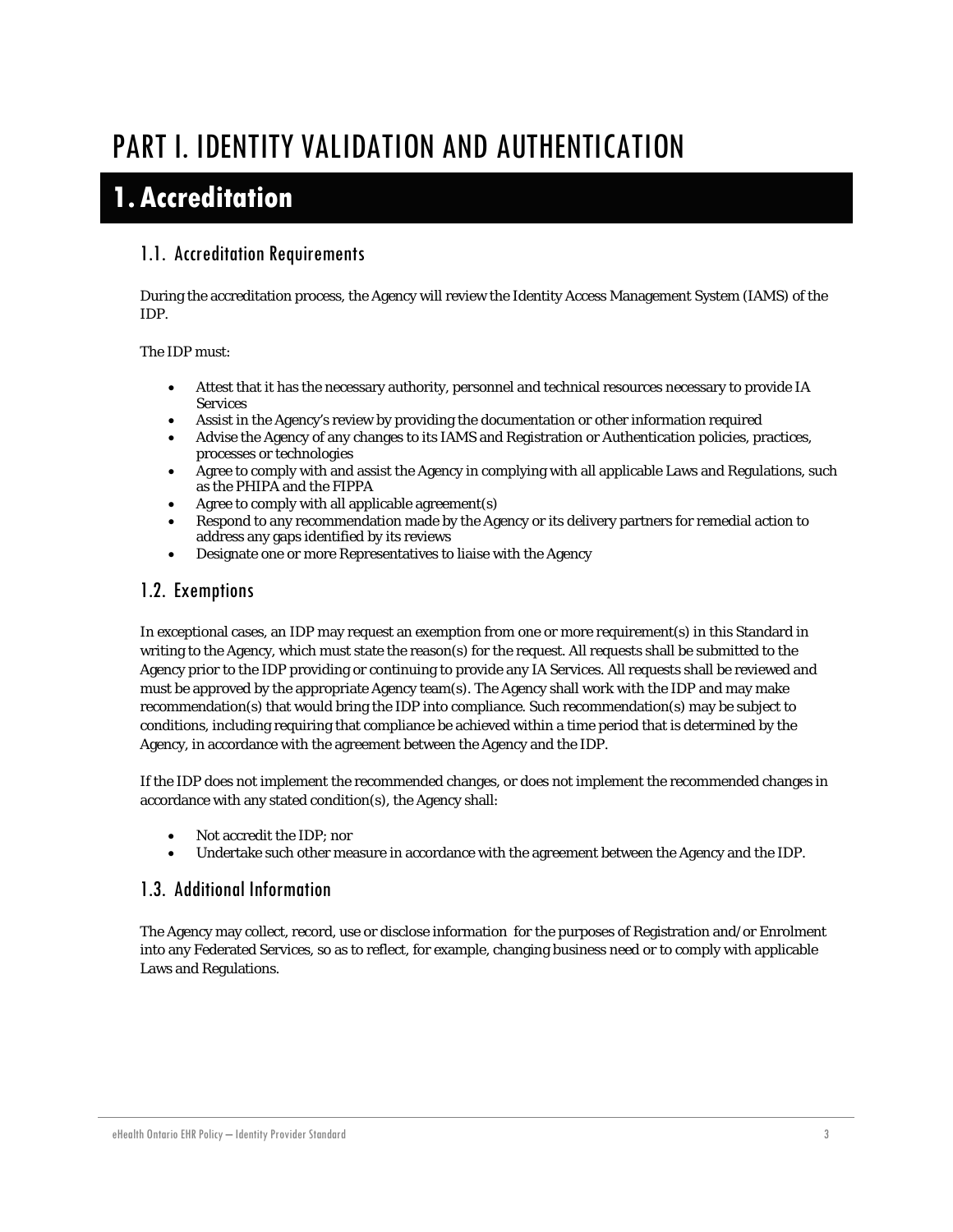# PART I. IDENTITY VALIDATION AND AUTHENTICATION

## 1. Accreditation

### 1.1. Accreditation Requirements

During the accreditation process, the Agency will review the Identity Access Management System (IAMS) of the IDP.

The IDP must:

- Attest that it has the necessary authority, personnel and technical resources necessary to provide IA Services
- Assist in the Agency's review by providing the documentation or other information required
- Advise the Agency of any changes to its IAMS and Registration or Authentication policies, practices, processes or technologies
- Agree to comply with and assist the Agency in complying with all applicable Laws and Regulations, such as the PHIPA and the FIPPA
- Agree to comply with all applicable agreement(s)
- Respond to any recommendation made by the Agency or its delivery partners for remedial action to address any gaps identified by its reviews
- Designate one or more Representatives to liaise with the Agency

### 1.2. Exemptions

In exceptional cases, an IDP may request an exemption from one or more requirement(s) in this Standard in writing to the Agency, which must state the reason(s) for the request. All requests shall be submitted to the Agency prior to the IDP providing or continuing to provide any IA Services. All requests shall be reviewed and must be approved by the appropriate Agency team(s). The Agency shall work with the IDP and may make recommendation(s) that would bring the IDP into compliance. Such recommendation(s) may be subject to conditions, including requiring that compliance be achieved within a time period that is determined by the Agency, in accordance with the agreement between the Agency and the IDP.

If the IDP does not implement the recommended changes, or does not implement the recommended changes in accordance with any stated condition(s), the Agency shall:

- Not accredit the IDP; nor
- Undertake such other measure in accordance with the agreement between the Agency and the IDP.

### 1.3. Additional Information

The Agency may collect, record, use or disclose information for the purposes of Registration and/or Enrolment into any Federated Services, so as to reflect, for example, changing business need or to comply with applicable Laws and Regulations.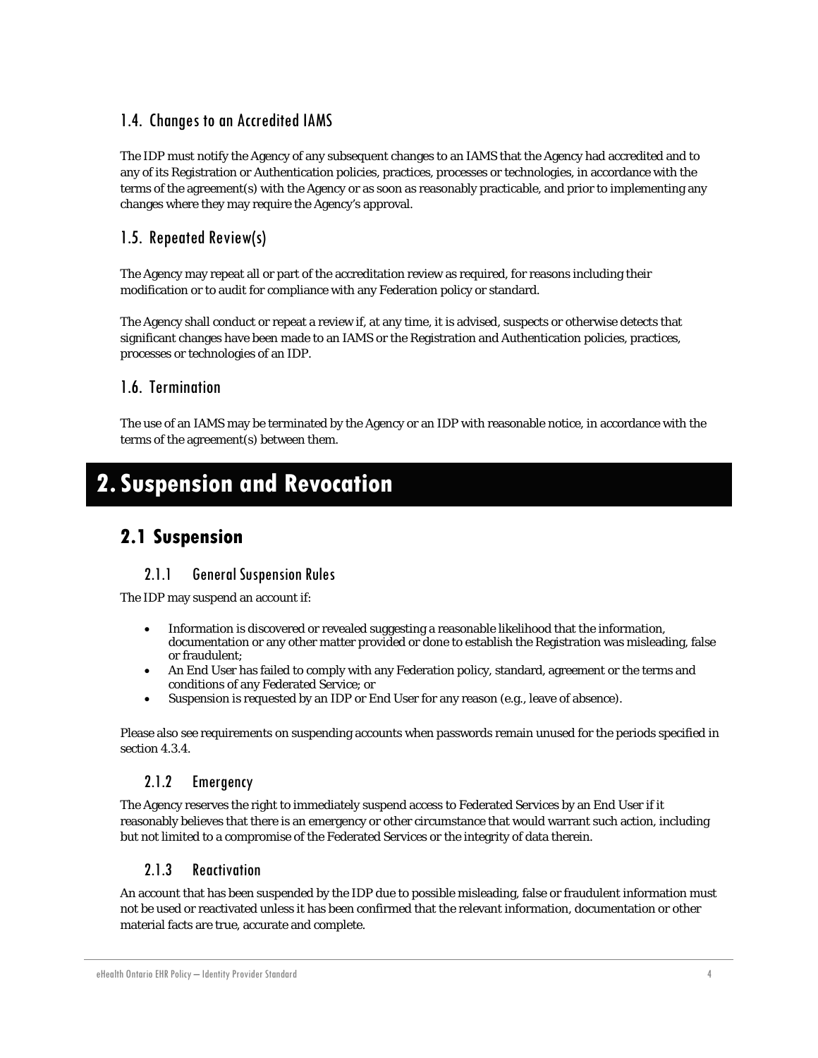### 1.4. Changes to an Accredited IAMS

The IDP must notify the Agency of any subsequent changes to an IAMS that the Agency had accredited and to any of its Registration or Authentication policies, practices, processes or technologies, in accordance with the terms of the agreement(s) with the Agency or as soon as reasonably practicable, and prior to implementing any changes where they may require the Agency's approval.

### 1.5. Repeated Review(s)

The Agency may repeat all or part of the accreditation review as required, for reasons including their modification or to audit for compliance with any Federation policy or standard.

The Agency shall conduct or repeat a review if, at any time, it is advised, suspects or otherwise detects that significant changes have been made to an IAMS or the Registration and Authentication policies, practices, processes or technologies of an IDP.

### 1.6. Termination

The use of an IAMS may be terminated by the Agency or an IDP with reasonable notice, in accordance with the terms of the agreement(s) between them.

# 2. Suspension and Revocation

## 2.1 Suspension

### 2.1.1 General Suspension Rules

The IDP may suspend an account if:

- Information is discovered or revealed suggesting a reasonable likelihood that the information, documentation or any other matter provided or done to establish the Registration was misleading, false or fraudulent;
- An End User has failed to comply with any Federation policy, standard, agreement or the terms and conditions of any Federated Service; or
- Suspension is requested by an IDP or End User for any reason (e.g., leave of absence).

Please also see requirements on suspending accounts when passwords remain unused for the periods specified in section 4.3.4.

### 2.1.2 Emergency

The Agency reserves the right to immediately suspend access to Federated Services by an End User if it reasonably believes that there is an emergency or other circumstance that would warrant such action, including but not limited to a compromise of the Federated Services or the integrity of data therein.

### 2.1.3 Reactivation

An account that has been suspended by the IDP due to possible misleading, false or fraudulent information must not be used or reactivated unless it has been confirmed that the relevant information, documentation or other material facts are true, accurate and complete.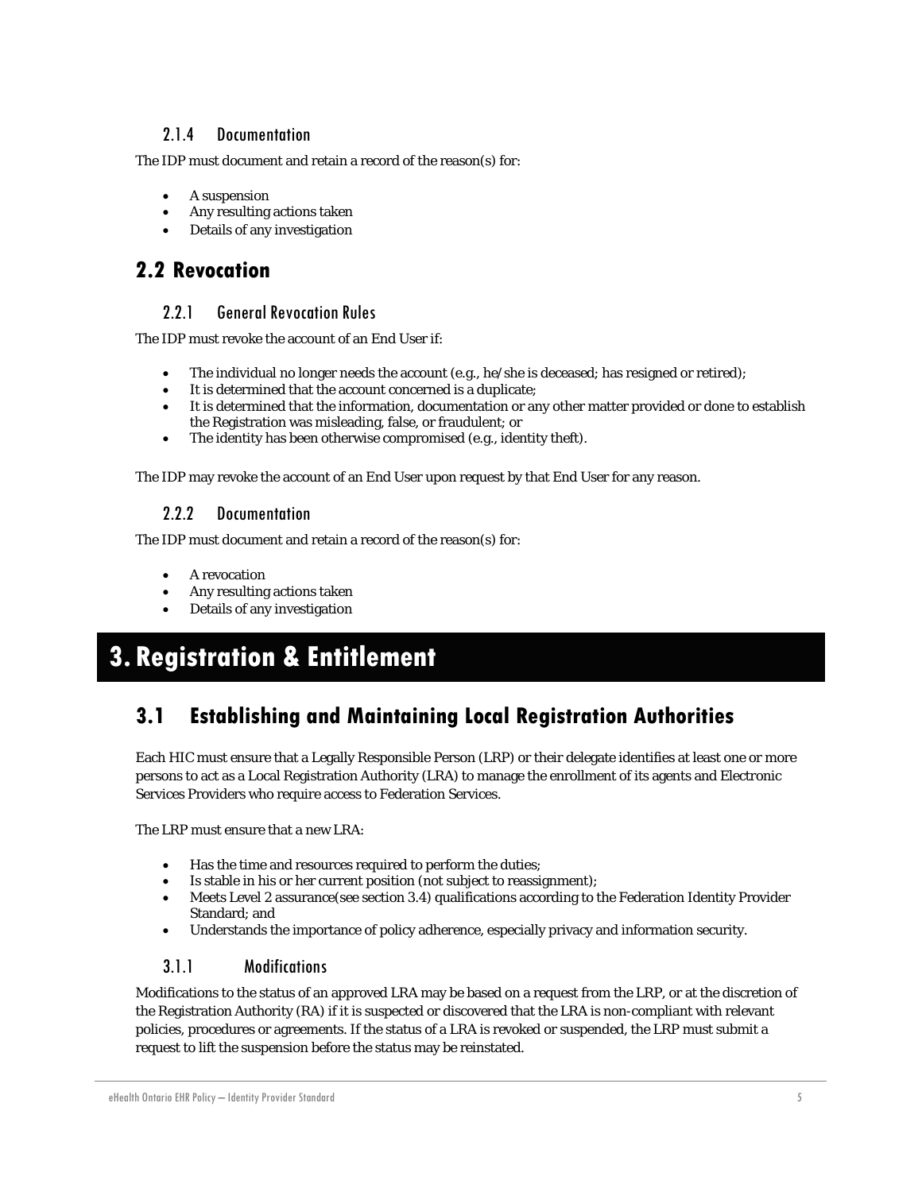### 2.1.4 Documentation

The IDP must document and retain a record of the reason(s) for:

- A suspension
- Any resulting actions taken
- Details of any investigation

## 2.2 Revocation

### 2.2.1 General Revocation Rules

The IDP must revoke the account of an End User if:

- The individual no longer needs the account (e.g., he/she is deceased; has resigned or retired);
- It is determined that the account concerned is a duplicate;
- It is determined that the information, documentation or any other matter provided or done to establish the Registration was misleading, false, or fraudulent; or
- The identity has been otherwise compromised (e.g., identity theft).

The IDP may revoke the account of an End User upon request by that End User for any reason.

### 2.2.2 Documentation

The IDP must document and retain a record of the reason(s) for:

- A revocation
- Any resulting actions taken
- Details of any investigation

# 3. Registration & Entitlement

## 3.1 Establishing and Maintaining Local Registration Authorities

Each HIC must ensure that a Legally Responsible Person (LRP) or their delegate identifies at least one or more persons to act as a Local Registration Authority (LRA) to manage the enrollment of its agents and Electronic Services Providers who require access to Federation Services.

The LRP must ensure that a new LRA:

- Has the time and resources required to perform the duties;
- Is stable in his or her current position (not subject to reassignment);
- Meets Level 2 assurance(see section 3.4) qualifications according to the Federation Identity Provider Standard; and
- Understands the importance of policy adherence, especially privacy and information security.

### 3.1.1 Modifications

Modifications to the status of an approved LRA may be based on a request from the LRP, or at the discretion of the Registration Authority (RA) if it is suspected or discovered that the LRA is non-compliant with relevant policies, procedures or agreements. If the status of a LRA is revoked or suspended, the LRP must submit a request to lift the suspension before the status may be reinstated.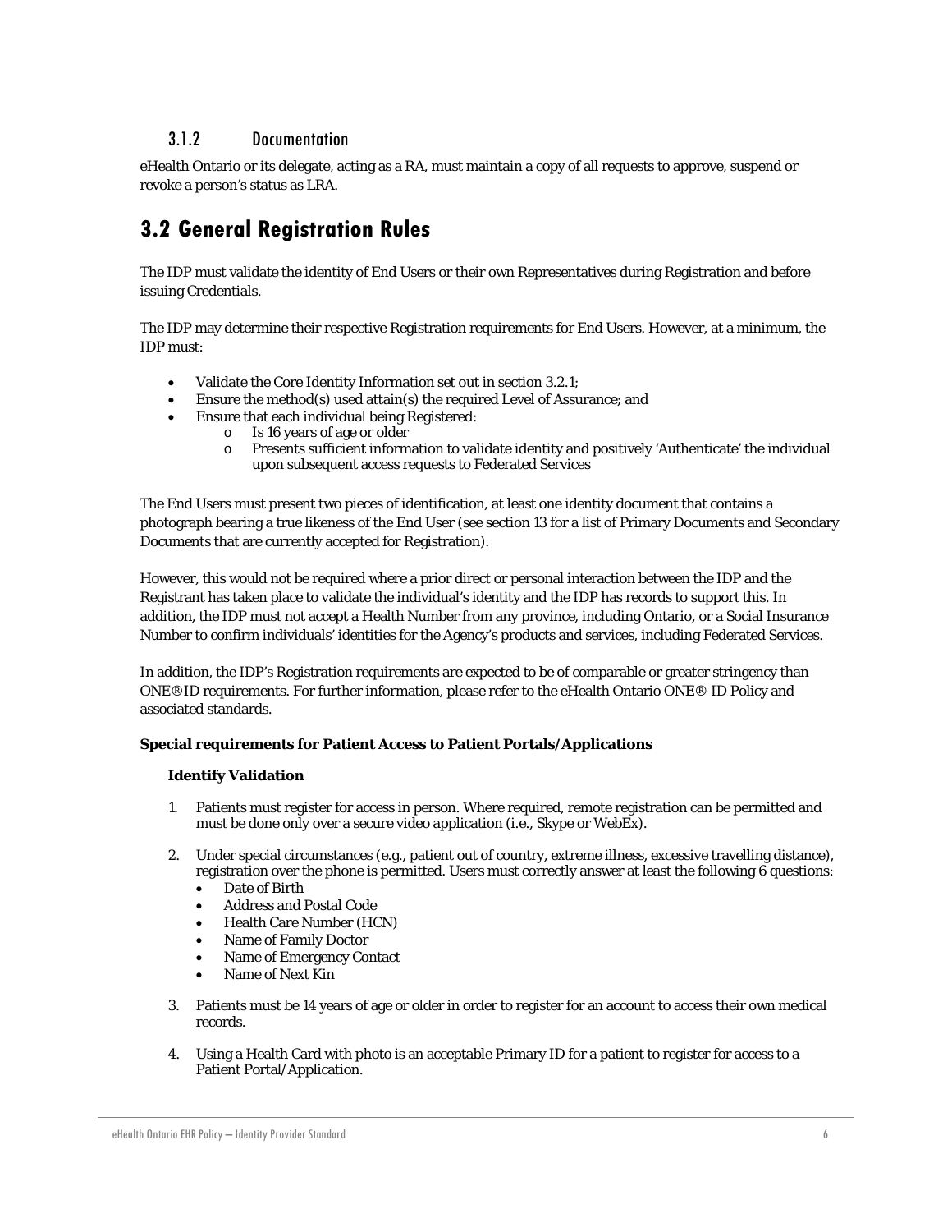### 3.1.2 Documentation

eHealth Ontario or its delegate, acting as a RA, must maintain a copy of all requests to approve, suspend or revoke a person's status as LRA.

## 3.2 General Registration Rules

The IDP must validate the identity of End Users or their own Representatives during Registration and before issuing Credentials.

The IDP may determine their respective Registration requirements for End Users. However, at a minimum, the IDP must:

- Validate the Core Identity Information set out in section 3.2.1;
- Ensure the method(s) used attain(s) the required Level of Assurance; and
- Ensure that each individual being Registered:
  - Is 16 years of age or older
  - Presents sufficient information to validate identity and positively 'Authenticate' the individual upon subsequent access requests to Federated Services

The End Users must present two pieces of identification, at least one identity document that contains a photograph bearing a true likeness of the End User (see section 13 for a list of Primary Documents and Secondary Documents that are currently accepted for Registration).

However, this would not be required where a prior direct or personal interaction between the IDP and the Registrant has taken place to validate the individual's identity and the IDP has records to support this. In addition, the IDP must not accept a Health Number from any province, including Ontario, or a Social Insurance Number to confirm individuals' identities for the Agency's products and services, including Federated Services.

In addition, the IDP's Registration requirements are expected to be of comparable or greater stringency than ONE® ID requirements. For further information, please refer to the eHealth Ontario ONE® ID Policy and associated standards.

**Special requirements for Patient Access to Patient Portals/Applications**

**Identify Validation**

1. Patients must register for access in person. Where required, remote registration can be permitted and must be done only over a secure video application (i.e., Skype or WebEx).
2. Under special circumstances (e.g., patient out of country, extreme illness, excessive travelling distance), registration over the phone is permitted. Users must correctly answer at least the following 6 questions:
   - Date of Birth
   - Address and Postal Code
   - Health Care Number (HCN)
   - Name of Family Doctor
   - Name of Emergency Contact
   - Name of Next Kin
3. Patients must be 14 years of age or older in order to register for an account to access their own medical records.
4. Using a Health Card with photo is an acceptable Primary ID for a patient to register for access to a Patient Portal/Application.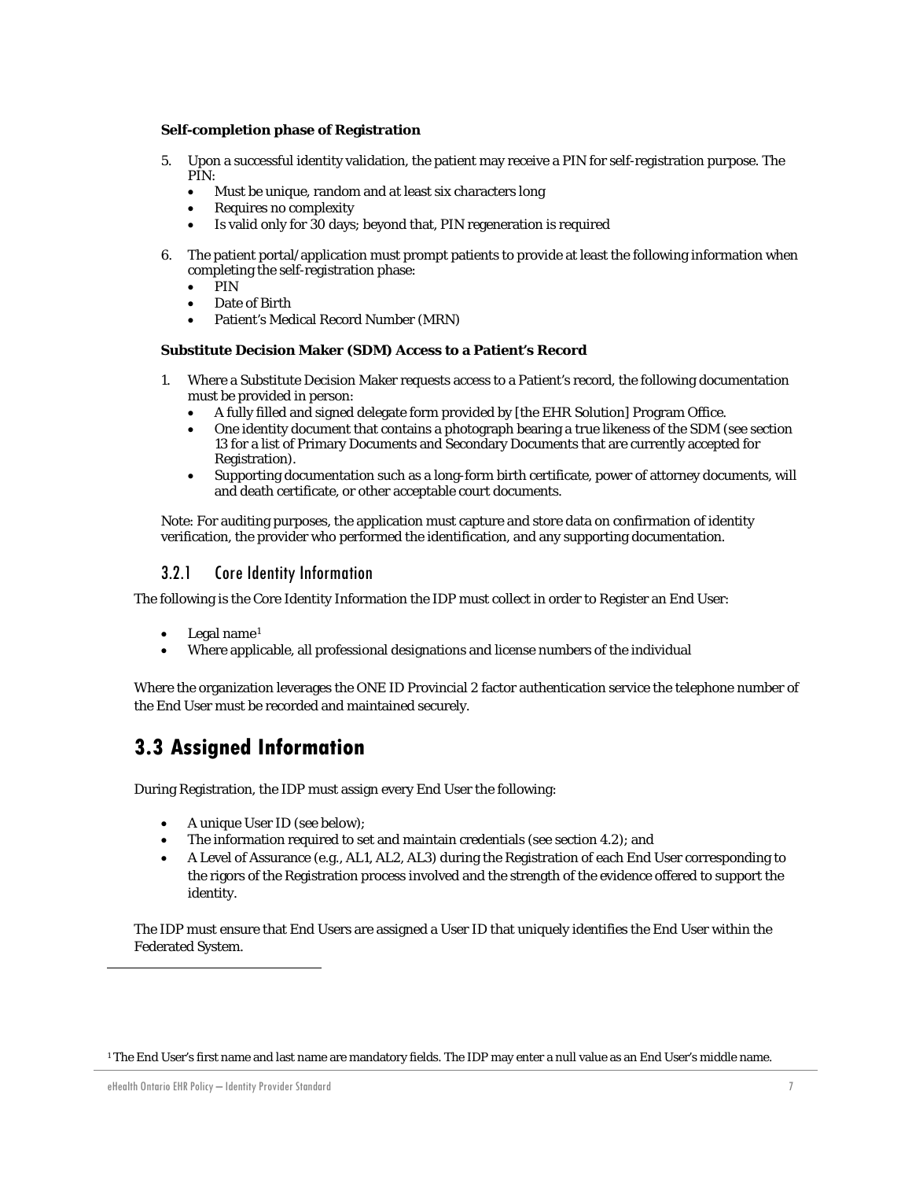**Self-completion phase of Registration**

5. Upon a successful identity validation, the patient may receive a PIN for self-registration purpose. The PIN:
    - Must be unique, random and at least six characters long
    - Requires no complexity
    - Is valid only for 30 days; beyond that, PIN regeneration is required

6. The patient portal/application must prompt patients to provide at least the following information when completing the self-registration phase:
    - PIN
    - Date of Birth
    - Patient's Medical Record Number (MRN)

**Substitute Decision Maker (SDM) Access to a Patient's Record**

1. Where a Substitute Decision Maker requests access to a Patient's record, the following documentation must be provided in person:
    - A fully filled and signed delegate form provided by [the EHR Solution] Program Office.
    - One identity document that contains a photograph bearing a true likeness of the SDM (see section 13 for a list of Primary Documents and Secondary Documents that are currently accepted for Registration).
    - Supporting documentation such as a long-form birth certificate, power of attorney documents, will and death certificate, or other acceptable court documents.

Note: For auditing purposes, the application must capture and store data on confirmation of identity verification, the provider who performed the identification, and any supporting documentation.

### 3.2.1 Core Identity Information

The following is the Core Identity Information the IDP must collect in order to Register an End User:

- Legal name[1]
- Where applicable, all professional designations and license numbers of the individual

Where the organization leverages the ONE ID Provincial 2 factor authentication service the telephone number of the End User must be recorded and maintained securely.

## 3.3 Assigned Information

During Registration, the IDP must assign every End User the following:

- A unique User ID (see below);
- The information required to set and maintain credentials (see section 4.2); and
- A Level of Assurance (e.g., AL1, AL2, AL3) during the Registration of each End User corresponding to the rigors of the Registration process involved and the strength of the evidence offered to support the identity.

The IDP must ensure that End Users are assigned a User ID that uniquely identifies the End User within the Federated System.

[1] The End User's first name and last name are mandatory fields. The IDP may enter a null value as an End User's middle name.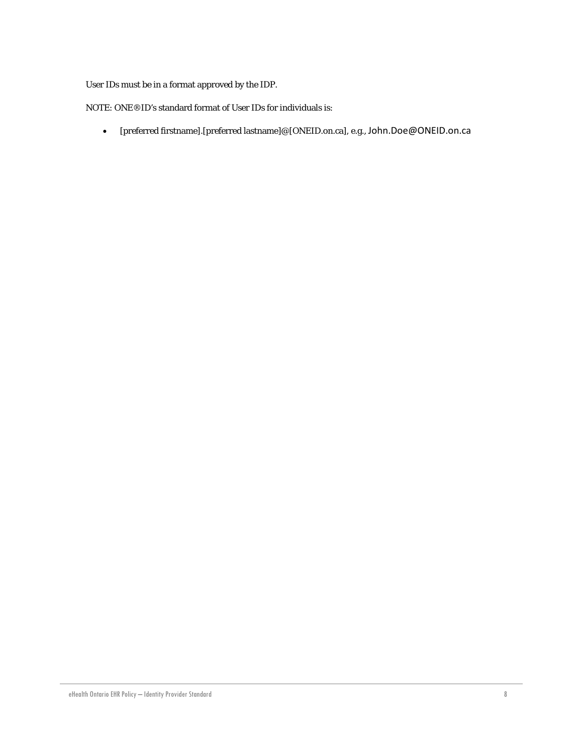User IDs must be in a format approved by the IDP.

NOTE: ONE®ID's standard format of User IDs for individuals is:

- [preferred firstname].[preferred lastname]@[ONEID.on.ca], e.g., John.Doe@ONEID.on.ca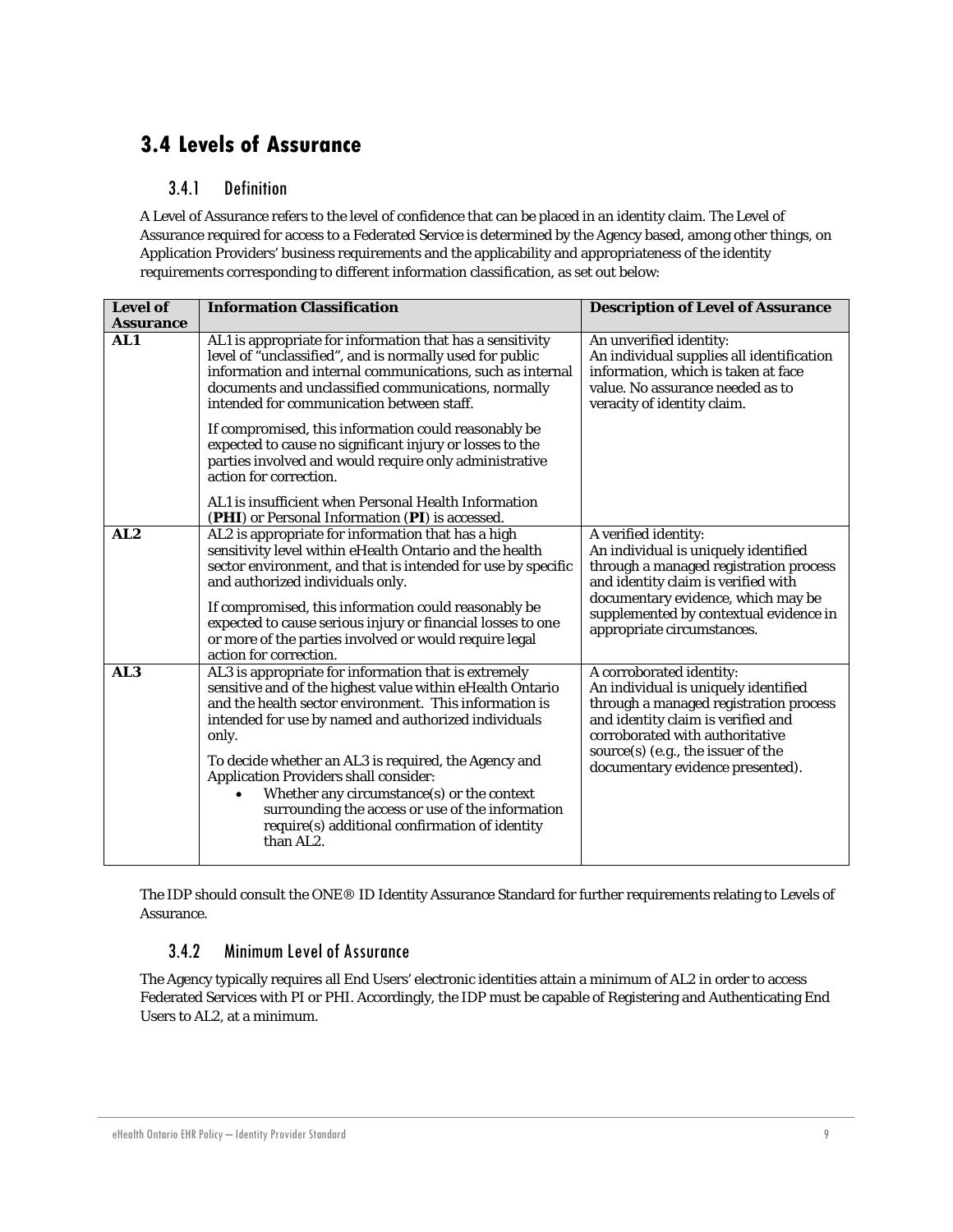## 3.4 Levels of Assurance

### 3.4.1 Definition

A Level of Assurance refers to the level of confidence that can be placed in an identity claim. The Level of Assurance required for access to a Federated Service is determined by the Agency based, among other things, on Application Providers' business requirements and the applicability and appropriateness of the identity requirements corresponding to different information classification, as set out below:

| Level of Assurance | Information Classification | Description of Level of Assurance |
|---|---|---|
| **AL1** | AL1 is appropriate for information that has a sensitivity level of "unclassified", and is normally used for public information and internal communications, such as internal documents and unclassified communications, normally intended for communication between staff.<br><br>If compromised, this information could reasonably be expected to cause no significant injury or losses to the parties involved and would require only administrative action for correction.<br><br>AL1 is insufficient when Personal Health Information (**PHI**) or Personal Information (**PI**) is accessed. | An unverified identity:<br>An individual supplies all identification information, which is taken at face value. No assurance needed as to veracity of identity claim. |
| **AL2** | AL2 is appropriate for information that has a high sensitivity level within eHealth Ontario and the health sector environment, and that is intended for use by specific and authorized individuals only.<br><br>If compromised, this information could reasonably be expected to cause serious injury or financial losses to one or more of the parties involved or would require legal action for correction. | A verified identity:<br>An individual is uniquely identified through a managed registration process and identity claim is verified with documentary evidence, which may be supplemented by contextual evidence in appropriate circumstances. |
| **AL3** | AL3 is appropriate for information that is extremely sensitive and of the highest value within eHealth Ontario and the health sector environment. This information is intended for use by named and authorized individuals only.<br><br>To decide whether an AL3 is required, the Agency and Application Providers shall consider:<br>• Whether any circumstance(s) or the context surrounding the access or use of the information require(s) additional confirmation of identity than AL2. | A corroborated identity:<br>An individual is uniquely identified through a managed registration process and identity claim is verified and corroborated with authoritative source(s) (e.g., the issuer of the documentary evidence presented). |

The IDP should consult the ONE® ID Identity Assurance Standard for further requirements relating to Levels of Assurance.

### 3.4.2 Minimum Level of Assurance

The Agency typically requires all End Users' electronic identities attain a minimum of AL2 in order to access Federated Services with PI or PHI. Accordingly, the IDP must be capable of Registering and Authenticating End Users to AL2, at a minimum.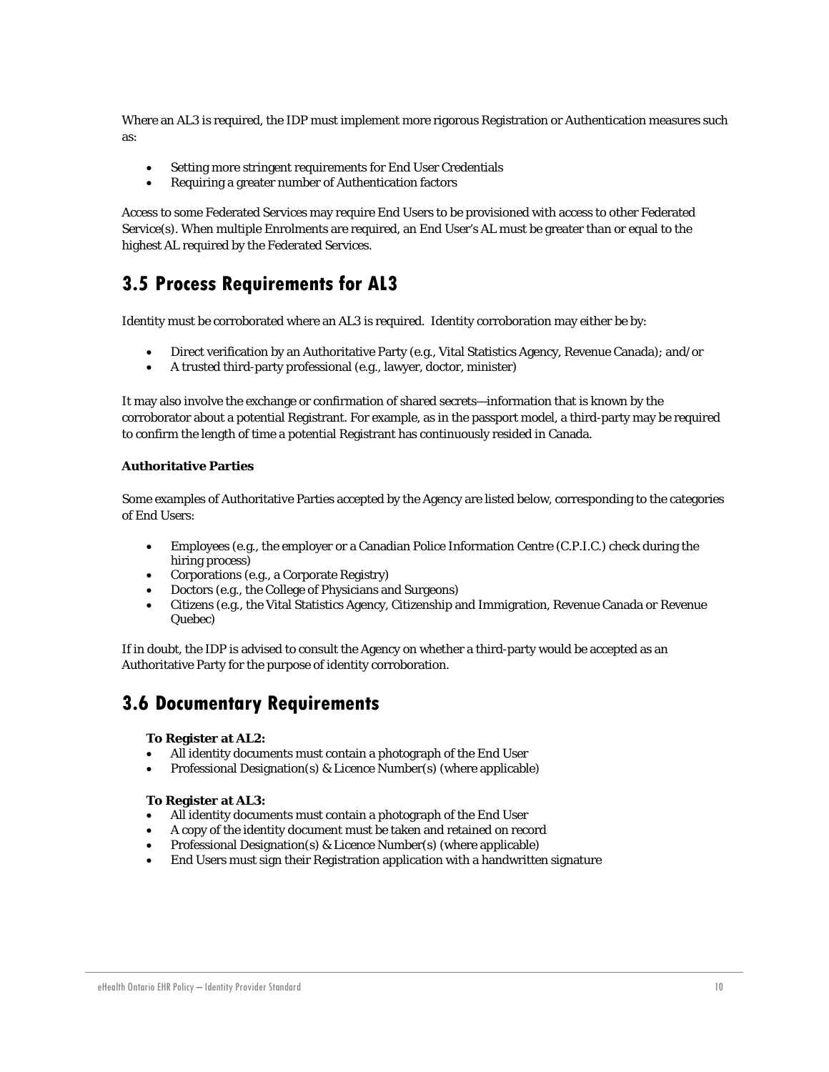Where an AL3 is required, the IDP must implement more rigorous Registration or Authentication measures such as:

- Setting more stringent requirements for End User Credentials
- Requiring a greater number of Authentication factors

Access to some Federated Services may require End Users to be provisioned with access to other Federated Service(s). When multiple Enrolments are required, an End User's AL must be greater than or equal to the highest AL required by the Federated Services.

## 3.5 Process Requirements for AL3

Identity must be corroborated where an AL3 is required. Identity corroboration may either be by:

- Direct verification by an Authoritative Party (e.g., Vital Statistics Agency, Revenue Canada); and/or
- A trusted third-party professional (e.g., lawyer, doctor, minister)

It may also involve the exchange or confirmation of shared secrets—information that is known by the corroborator about a potential Registrant. For example, as in the passport model, a third-party may be required to confirm the length of time a potential Registrant has continuously resided in Canada.

**Authoritative Parties**

Some examples of Authoritative Parties accepted by the Agency are listed below, corresponding to the categories of End Users:

- Employees (e.g., the employer or a Canadian Police Information Centre (C.P.I.C.) check during the hiring process)
- Corporations (e.g., a Corporate Registry)
- Doctors (e.g., the College of Physicians and Surgeons)
- Citizens (e.g., the Vital Statistics Agency, Citizenship and Immigration, Revenue Canada or Revenue Quebec)

If in doubt, the IDP is advised to consult the Agency on whether a third-party would be accepted as an Authoritative Party for the purpose of identity corroboration.

## 3.6 Documentary Requirements

**To Register at AL2:**

- All identity documents must contain a photograph of the End User
- Professional Designation(s) & Licence Number(s) (where applicable)

**To Register at AL3:**

- All identity documents must contain a photograph of the End User
- A copy of the identity document must be taken and retained on record
- Professional Designation(s) & Licence Number(s) (where applicable)
- End Users must sign their Registration application with a handwritten signature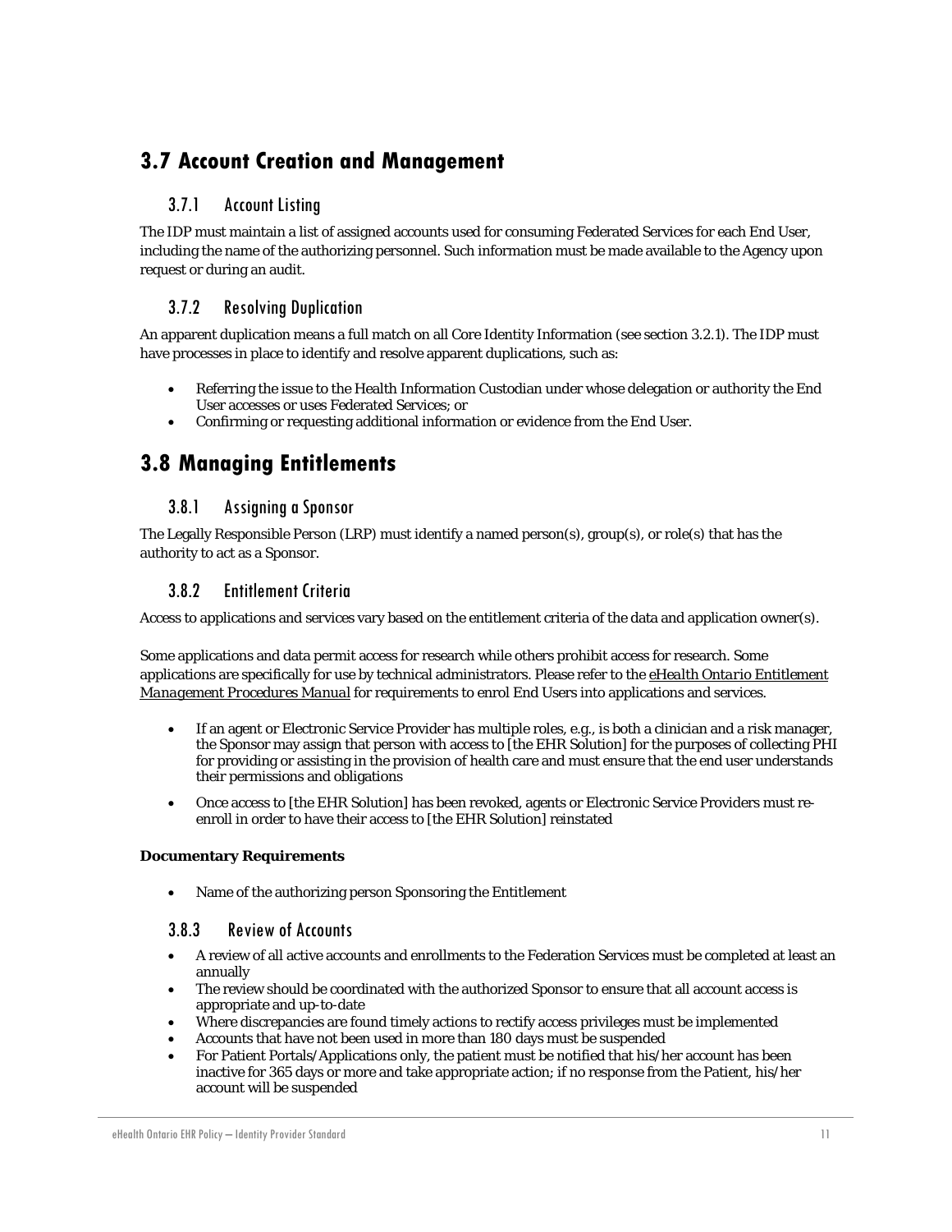## 3.7 Account Creation and Management

### 3.7.1 Account Listing

The IDP must maintain a list of assigned accounts used for consuming Federated Services for each End User, including the name of the authorizing personnel. Such information must be made available to the Agency upon request or during an audit.

### 3.7.2 Resolving Duplication

An apparent duplication means a full match on all Core Identity Information (see section 3.2.1). The IDP must have processes in place to identify and resolve apparent duplications, such as:

- Referring the issue to the Health Information Custodian under whose delegation or authority the End User accesses or uses Federated Services; or
- Confirming or requesting additional information or evidence from the End User.

## 3.8 Managing Entitlements

### 3.8.1 Assigning a Sponsor

The Legally Responsible Person (LRP) must identify a named person(s), group(s), or role(s) that has the authority to act as a Sponsor.

### 3.8.2 Entitlement Criteria

Access to applications and services vary based on the entitlement criteria of the data and application owner(s).

Some applications and data permit access for research while others prohibit access for research. Some applications are specifically for use by technical administrators. Please refer to the *eHealth Ontario Entitlement Management Procedures Manual* for requirements to enrol End Users into applications and services.

- If an agent or Electronic Service Provider has multiple roles, e.g., is both a clinician and a risk manager, the Sponsor may assign that person with access to [the EHR Solution] for the purposes of collecting PHI for providing or assisting in the provision of health care and must ensure that the end user understands their permissions and obligations
- Once access to [the EHR Solution] has been revoked, agents or Electronic Service Providers must re-enroll in order to have their access to [the EHR Solution] reinstated

**Documentary Requirements**

- Name of the authorizing person Sponsoring the Entitlement

### 3.8.3 Review of Accounts

- A review of all active accounts and enrollments to the Federation Services must be completed at least an annually
- The review should be coordinated with the authorized Sponsor to ensure that all account access is appropriate and up-to-date
- Where discrepancies are found timely actions to rectify access privileges must be implemented
- Accounts that have not been used in more than 180 days must be suspended
- For Patient Portals/Applications only, the patient must be notified that his/her account has been inactive for 365 days or more and take appropriate action; if no response from the Patient, his/her account will be suspended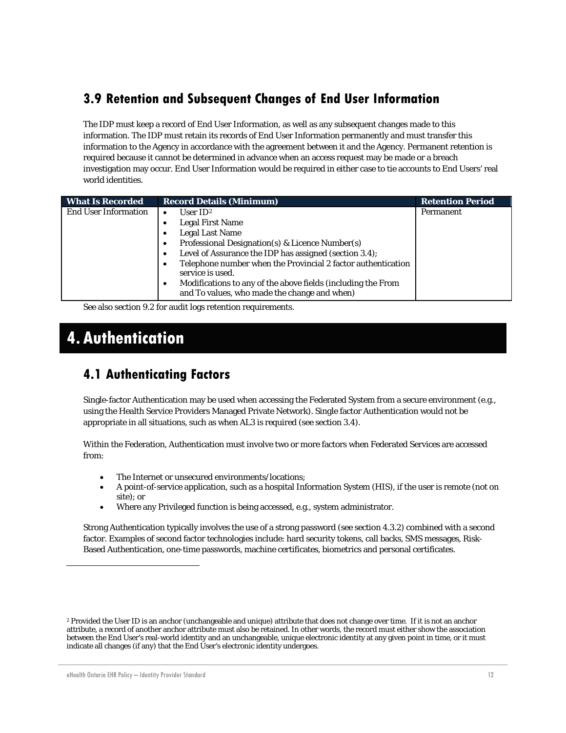## 3.9 Retention and Subsequent Changes of End User Information

The IDP must keep a record of End User Information, as well as any subsequent changes made to this information. The IDP must retain its records of End User Information permanently and must transfer this information to the Agency in accordance with the agreement between it and the Agency. Permanent retention is required because it cannot be determined in advance when an access request may be made or a breach investigation may occur. End User Information would be required in either case to tie accounts to End Users' real world identities.

| What Is Recorded | Record Details (Minimum) | Retention Period |
|---|---|---|
| End User Information | • User ID[2]<br>• Legal First Name<br>• Legal Last Name<br>• Professional Designation(s) & Licence Number(s)<br>• Level of Assurance the IDP has assigned (section 3.4);<br>• Telephone number when the Provincial 2 factor authentication service is used.<br>• Modifications to any of the above fields (including the From and To values, who made the change and when) | Permanent |

See also section 9.2 for audit logs retention requirements.

# 4. Authentication

## 4.1 Authenticating Factors

Single-factor Authentication may be used when accessing the Federated System from a secure environment (e.g., using the Health Service Providers Managed Private Network). Single factor Authentication would not be appropriate in all situations, such as when AL3 is required (see section 3.4).

Within the Federation, Authentication must involve two or more factors when Federated Services are accessed from:

- The Internet or unsecured environments/locations;
- A point-of-service application, such as a hospital Information System (HIS), if the user is remote (not on site); or
- Where any Privileged function is being accessed, e.g., system administrator.

Strong Authentication typically involves the use of a strong password (see section 4.3.2) combined with a second factor. Examples of second factor technologies include: hard security tokens, call backs, SMS messages, Risk-Based Authentication, one-time passwords, machine certificates, biometrics and personal certificates.

---

[2] Provided the User ID is an anchor (unchangeable and unique) attribute that does not change over time. If it is not an anchor attribute, a record of another anchor attribute must also be retained. In other words, the record must either show the association between the End User's real-world identity and an unchangeable, unique electronic identity at any given point in time, or it must indicate all changes (if any) that the End User's electronic identity undergoes.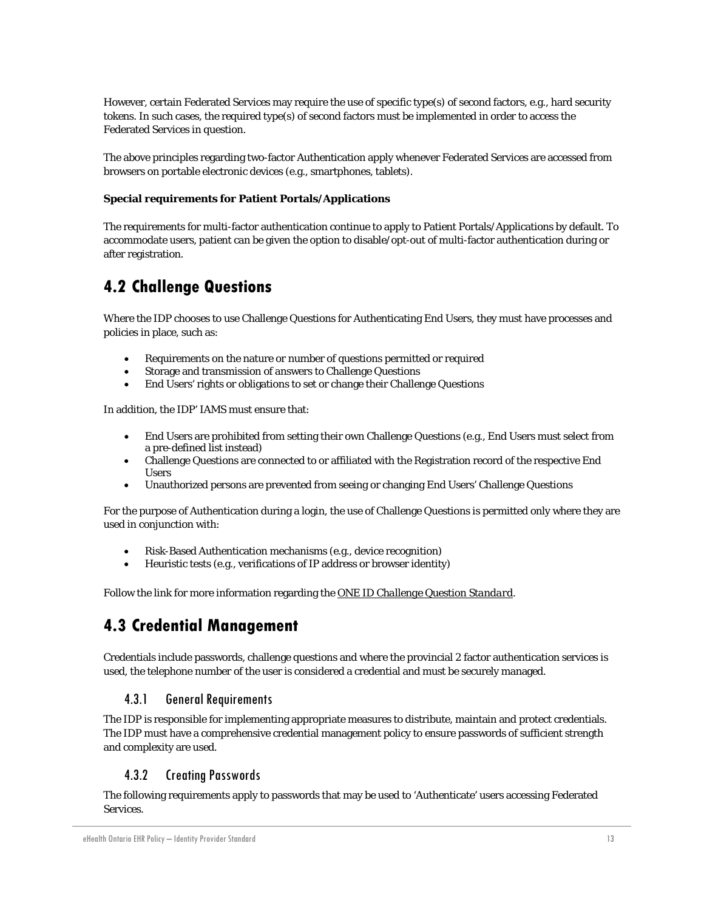However, certain Federated Services may require the use of specific type(s) of second factors, e.g., hard security tokens. In such cases, the required type(s) of second factors must be implemented in order to access the Federated Services in question.

The above principles regarding two-factor Authentication apply whenever Federated Services are accessed from browsers on portable electronic devices (e.g., smartphones, tablets).

**Special requirements for Patient Portals/Applications**

The requirements for multi-factor authentication continue to apply to Patient Portals/Applications by default. To accommodate users, patient can be given the option to disable/opt-out of multi-factor authentication during or after registration.

## 4.2 Challenge Questions

Where the IDP chooses to use Challenge Questions for Authenticating End Users, they must have processes and policies in place, such as:

- Requirements on the nature or number of questions permitted or required
- Storage and transmission of answers to Challenge Questions
- End Users' rights or obligations to set or change their Challenge Questions

In addition, the IDP' IAMS must ensure that:

- End Users are prohibited from setting their own Challenge Questions (e.g., End Users must select from a pre-defined list instead)
- Challenge Questions are connected to or affiliated with the Registration record of the respective End Users
- Unauthorized persons are prevented from seeing or changing End Users' Challenge Questions

For the purpose of Authentication during a login, the use of Challenge Questions is permitted only where they are used in conjunction with:

- Risk-Based Authentication mechanisms (e.g., device recognition)
- Heuristic tests (e.g., verifications of IP address or browser identity)

Follow the link for more information regarding the *ONE ID Challenge Question Standard*.

## 4.3 Credential Management

Credentials include passwords, challenge questions and where the provincial 2 factor authentication services is used, the telephone number of the user is considered a credential and must be securely managed.

### 4.3.1 General Requirements

The IDP is responsible for implementing appropriate measures to distribute, maintain and protect credentials. The IDP must have a comprehensive credential management policy to ensure passwords of sufficient strength and complexity are used.

### 4.3.2 Creating Passwords

The following requirements apply to passwords that may be used to 'Authenticate' users accessing Federated Services.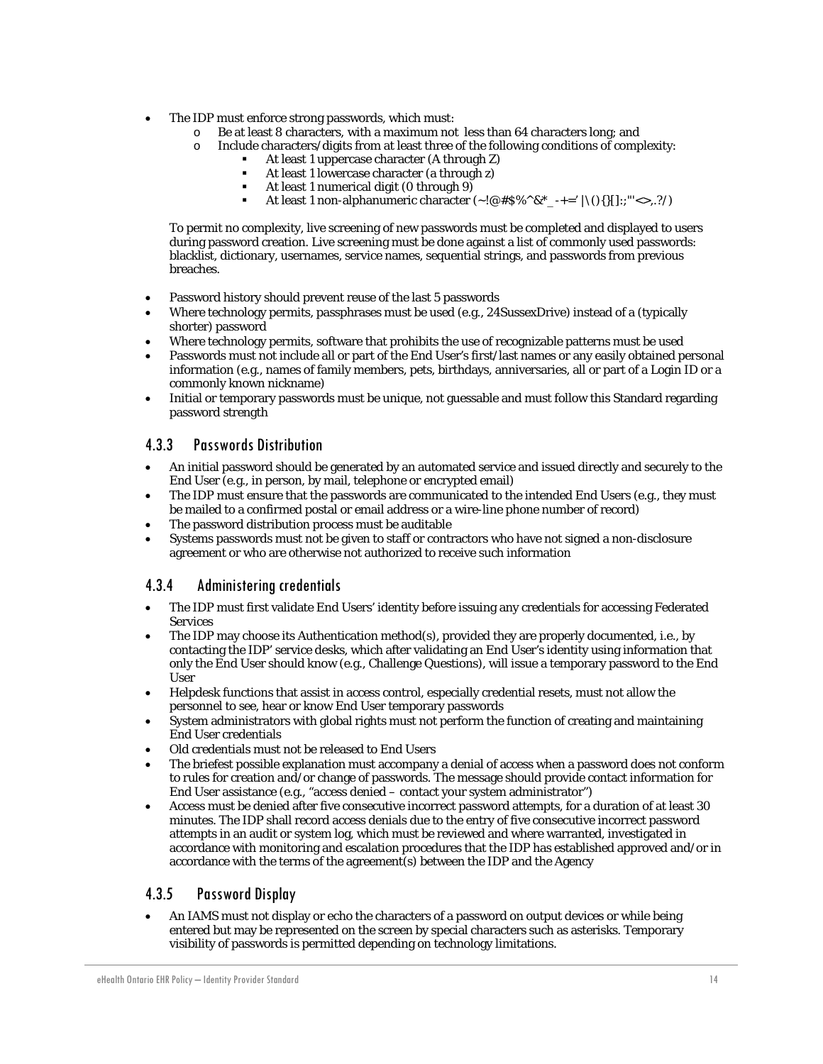- The IDP must enforce strong passwords, which must:
  - Be at least 8 characters, with a maximum not  less than 64 characters long; and
  - Include characters/digits from at least three of the following conditions of complexity:
    - At least 1 uppercase character (A through Z)
    - At least 1 lowercase character (a through z)
    - At least 1 numerical digit (0 through 9)
    - At least 1 non-alphanumeric character (~!@#$%^&*_-+=`|\(){}[]:;"'<>,.?/)

  To permit no complexity, live screening of new passwords must be completed and displayed to users during password creation. Live screening must be done against a list of commonly used passwords: blacklist, dictionary, usernames, service names, sequential strings, and passwords from previous breaches.

- Password history should prevent reuse of the last 5 passwords
- Where technology permits, passphrases must be used (e.g., 24SussexDrive) instead of a (typically shorter) password
- Where technology permits, software that prohibits the use of recognizable patterns must be used
- Passwords must not include all or part of the End User's first/last names or any easily obtained personal information (e.g., names of family members, pets, birthdays, anniversaries, all or part of a Login ID or a commonly known nickname)
- Initial or temporary passwords must be unique, not guessable and must follow this Standard regarding password strength

### 4.3.3 Passwords Distribution

- An initial password should be generated by an automated service and issued directly and securely to the End User (e.g., in person, by mail, telephone or encrypted email)
- The IDP must ensure that the passwords are communicated to the intended End Users (e.g., they must be mailed to a confirmed postal or email address or a wire-line phone number of record)
- The password distribution process must be auditable
- Systems passwords must not be given to staff or contractors who have not signed a non-disclosure agreement or who are otherwise not authorized to receive such information

### 4.3.4 Administering credentials

- The IDP must first validate End Users' identity before issuing any credentials for accessing Federated Services
- The IDP may choose its Authentication method(s), provided they are properly documented, i.e., by contacting the IDP' service desks, which after validating an End User's identity using information that only the End User should know (e.g., Challenge Questions), will issue a temporary password to the End User
- Helpdesk functions that assist in access control, especially credential resets, must not allow the personnel to see, hear or know End User temporary passwords
- System administrators with global rights must not perform the function of creating and maintaining End User credentials
- Old credentials must not be released to End Users
- The briefest possible explanation must accompany a denial of access when a password does not conform to rules for creation and/or change of passwords. The message should provide contact information for End User assistance (e.g., "access denied – contact your system administrator")
- Access must be denied after five consecutive incorrect password attempts, for a duration of at least 30 minutes. The IDP shall record access denials due to the entry of five consecutive incorrect password attempts in an audit or system log, which must be reviewed and where warranted, investigated in accordance with monitoring and escalation procedures that the IDP has established approved and/or in accordance with the terms of the agreement(s) between the IDP and the Agency

### 4.3.5 Password Display

- An IAMS must not display or echo the characters of a password on output devices or while being entered but may be represented on the screen by special characters such as asterisks. Temporary visibility of passwords is permitted depending on technology limitations.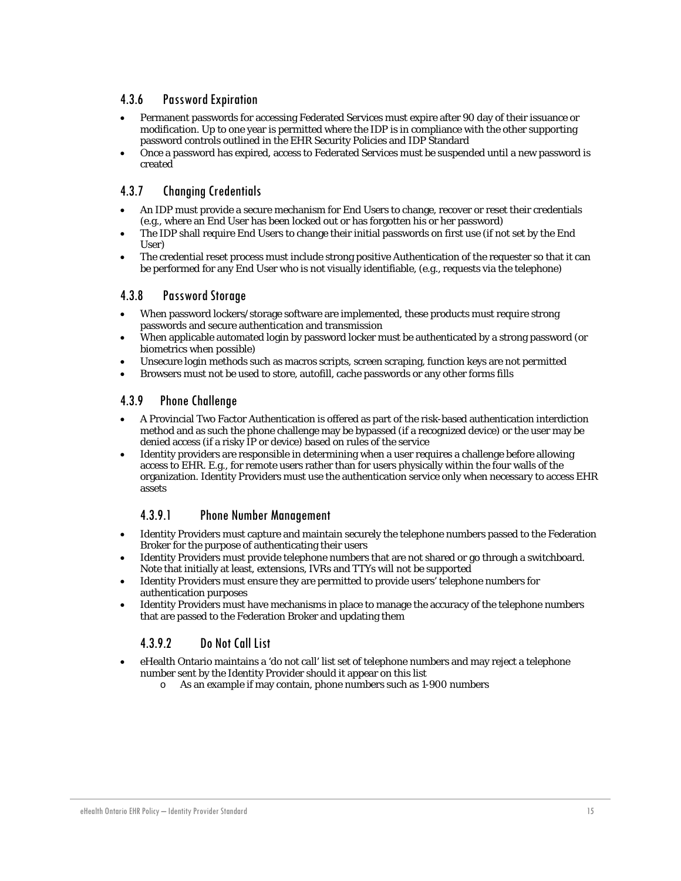### 4.3.6 Password Expiration

- Permanent passwords for accessing Federated Services must expire after 90 day of their issuance or modification. Up to one year is permitted where the IDP is in compliance with the other supporting password controls outlined in the EHR Security Policies and IDP Standard
- Once a password has expired, access to Federated Services must be suspended until a new password is created

### 4.3.7 Changing Credentials

- An IDP must provide a secure mechanism for End Users to change, recover or reset their credentials (e.g., where an End User has been locked out or has forgotten his or her password)
- The IDP shall require End Users to change their initial passwords on first use (if not set by the End User)
- The credential reset process must include strong positive Authentication of the requester so that it can be performed for any End User who is not visually identifiable, (e.g., requests via the telephone)

### 4.3.8 Password Storage

- When password lockers/storage software are implemented, these products must require strong passwords and secure authentication and transmission
- When applicable automated login by password locker must be authenticated by a strong password (or biometrics when possible)
- Unsecure login methods such as macros scripts, screen scraping, function keys are not permitted
- Browsers must not be used to store, autofill, cache passwords or any other forms fills

### 4.3.9 Phone Challenge

- A Provincial Two Factor Authentication is offered as part of the risk-based authentication interdiction method and as such the phone challenge may be bypassed (if a recognized device) or the user may be denied access (if a risky IP or device) based on rules of the service
- Identity providers are responsible in determining when a user requires a challenge before allowing access to EHR. E.g., for remote users rather than for users physically within the four walls of the organization. Identity Providers must use the authentication service only when necessary to access EHR assets

#### 4.3.9.1 Phone Number Management

- Identity Providers must capture and maintain securely the telephone numbers passed to the Federation Broker for the purpose of authenticating their users
- Identity Providers must provide telephone numbers that are not shared or go through a switchboard. Note that initially at least, extensions, IVRs and TTYs will not be supported
- Identity Providers must ensure they are permitted to provide users' telephone numbers for authentication purposes
- Identity Providers must have mechanisms in place to manage the accuracy of the telephone numbers that are passed to the Federation Broker and updating them

#### 4.3.9.2 Do Not Call List

- eHealth Ontario maintains a 'do not call' list set of telephone numbers and may reject a telephone number sent by the Identity Provider should it appear on this list
    - As an example if may contain, phone numbers such as 1-900 numbers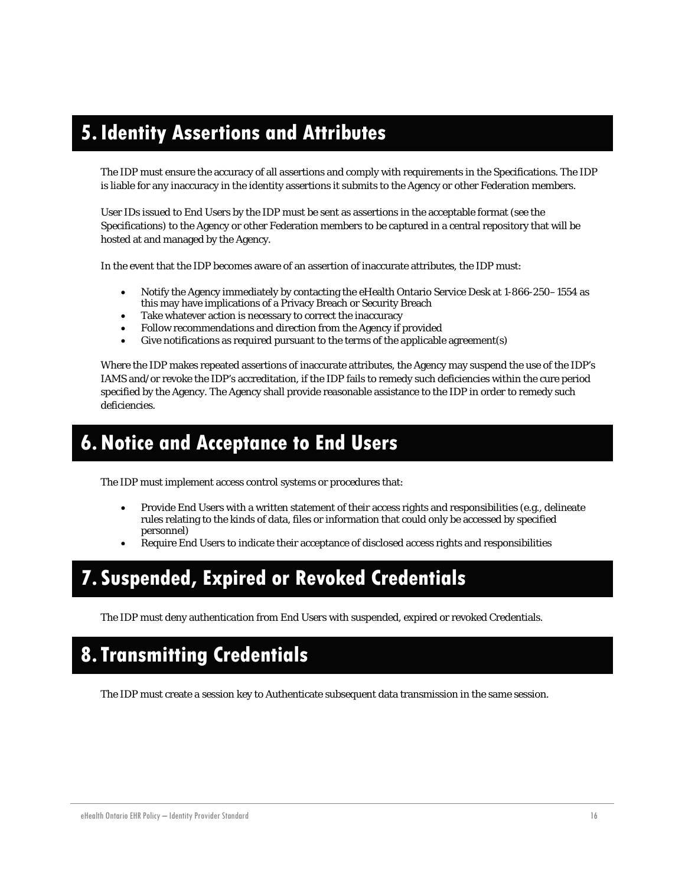# 5. Identity Assertions and Attributes

The IDP must ensure the accuracy of all assertions and comply with requirements in the Specifications. The IDP is liable for any inaccuracy in the identity assertions it submits to the Agency or other Federation members.

User IDs issued to End Users by the IDP must be sent as assertions in the acceptable format (see the Specifications) to the Agency or other Federation members to be captured in a central repository that will be hosted at and managed by the Agency.

In the event that the IDP becomes aware of an assertion of inaccurate attributes, the IDP must:

- Notify the Agency immediately by contacting the eHealth Ontario Service Desk at 1-866-250–1554 as this may have implications of a Privacy Breach or Security Breach
- Take whatever action is necessary to correct the inaccuracy
- Follow recommendations and direction from the Agency if provided
- Give notifications as required pursuant to the terms of the applicable agreement(s)

Where the IDP makes repeated assertions of inaccurate attributes, the Agency may suspend the use of the IDP's IAMS and/or revoke the IDP's accreditation, if the IDP fails to remedy such deficiencies within the cure period specified by the Agency. The Agency shall provide reasonable assistance to the IDP in order to remedy such deficiencies.

# 6. Notice and Acceptance to End Users

The IDP must implement access control systems or procedures that:

- Provide End Users with a written statement of their access rights and responsibilities (e.g., delineate rules relating to the kinds of data, files or information that could only be accessed by specified personnel)
- Require End Users to indicate their acceptance of disclosed access rights and responsibilities

# 7. Suspended, Expired or Revoked Credentials

The IDP must deny authentication from End Users with suspended, expired or revoked Credentials.

# 8. Transmitting Credentials

The IDP must create a session key to Authenticate subsequent data transmission in the same session.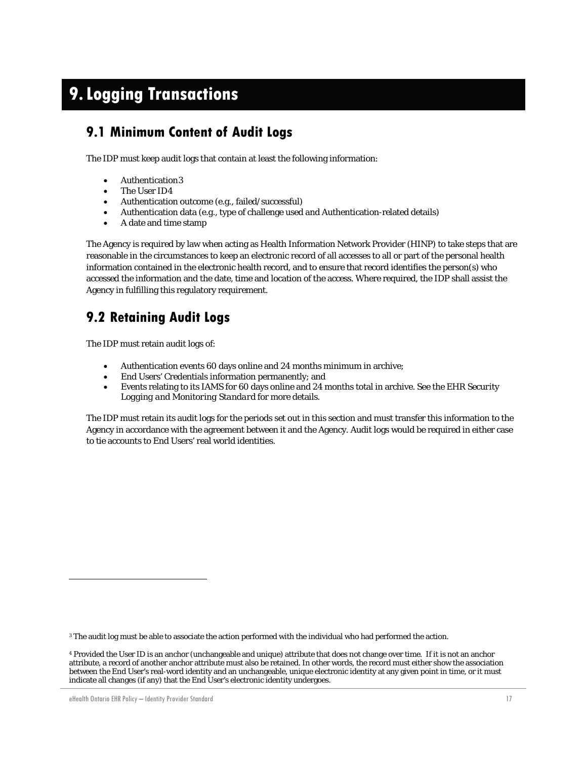# 9. Logging Transactions

## 9.1 Minimum Content of Audit Logs

The IDP must keep audit logs that contain at least the following information:

- Authentication[3]
- The User ID[4]
- Authentication outcome (e.g., failed/successful)
- Authentication data (e.g., type of challenge used and Authentication-related details)
- A date and time stamp

The Agency is required by law when acting as Health Information Network Provider (HINP) to take steps that are reasonable in the circumstances to keep an electronic record of all accesses to all or part of the personal health information contained in the electronic health record, and to ensure that record identifies the person(s) who accessed the information and the date, time and location of the access. Where required, the IDP shall assist the Agency in fulfilling this regulatory requirement.

## 9.2 Retaining Audit Logs

The IDP must retain audit logs of:

- Authentication events 60 days online and 24 months minimum in archive;
- End Users' Credentials information permanently; and
- Events relating to its IAMS for 60 days online and 24 months total in archive. See the *EHR Security Logging and Monitoring Standard* for more details.

The IDP must retain its audit logs for the periods set out in this section and must transfer this information to the Agency in accordance with the agreement between it and the Agency. Audit logs would be required in either case to tie accounts to End Users' real world identities.

---

[3] The audit log must be able to associate the action performed with the individual who had performed the action.

[4] Provided the User ID is an anchor (unchangeable and unique) attribute that does not change over time. If it is not an anchor attribute, a record of another anchor attribute must also be retained. In other words, the record must either show the association between the End User's real-word identity and an unchangeable, unique electronic identity at any given point in time, or it must indicate all changes (if any) that the End User's electronic identity undergoes.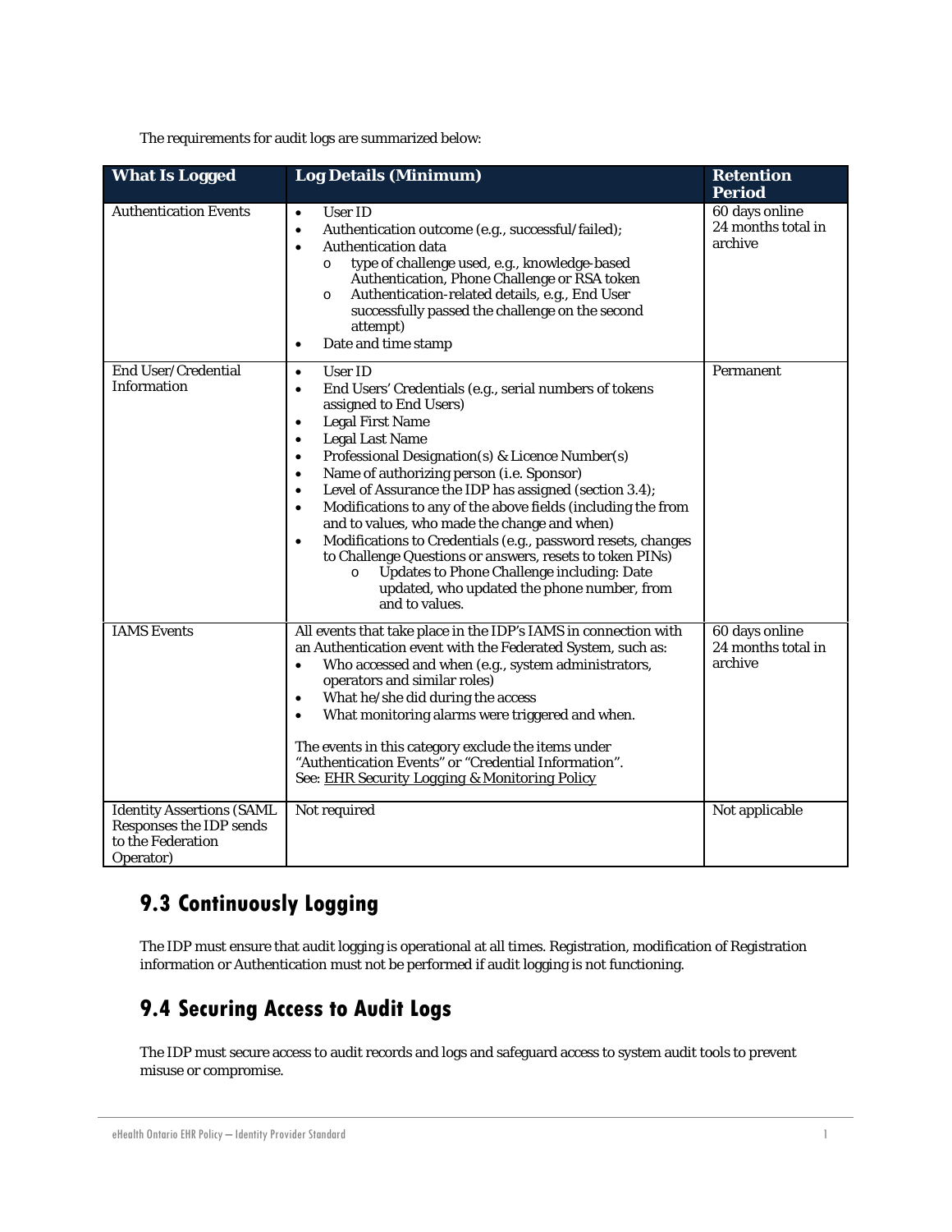The requirements for audit logs are summarized below:

| What Is Logged | Log Details (Minimum) | Retention Period |
|---|---|---|
| Authentication Events | • User ID<br>• Authentication outcome (e.g., successful/failed);<br>• Authentication data<br>  o type of challenge used, e.g., knowledge-based Authentication, Phone Challenge or RSA token<br>  o Authentication-related details, e.g., End User successfully passed the challenge on the second attempt)<br>• Date and time stamp | 60 days online<br>24 months total in archive |
| End User/Credential Information | • User ID<br>• End Users' Credentials (e.g., serial numbers of tokens assigned to End Users)<br>• Legal First Name<br>• Legal Last Name<br>• Professional Designation(s) & Licence Number(s)<br>• Name of authorizing person (i.e. Sponsor)<br>• Level of Assurance the IDP has assigned (section 3.4);<br>• Modifications to any of the above fields (including the from and to values, who made the change and when)<br>• Modifications to Credentials (e.g., password resets, changes to Challenge Questions or answers, resets to token PINs)<br>  o Updates to Phone Challenge including: Date updated, who updated the phone number, from and to values. | Permanent |
| IAMS Events | All events that take place in the IDP's IAMS in connection with an Authentication event with the Federated System, such as:<br>• Who accessed and when (e.g., system administrators, operators and similar roles)<br>• What he/she did during the access<br>• What monitoring alarms were triggered and when.<br><br>The events in this category exclude the items under "Authentication Events" or "Credential Information".<br>See: EHR Security Logging & Monitoring Policy | 60 days online<br>24 months total in archive |
| Identity Assertions (SAML Responses the IDP sends to the Federation Operator) | Not required | Not applicable |

## 9.3 Continuously Logging

The IDP must ensure that audit logging is operational at all times. Registration, modification of Registration information or Authentication must not be performed if audit logging is not functioning.

## 9.4 Securing Access to Audit Logs

The IDP must secure access to audit records and logs and safeguard access to system audit tools to prevent misuse or compromise.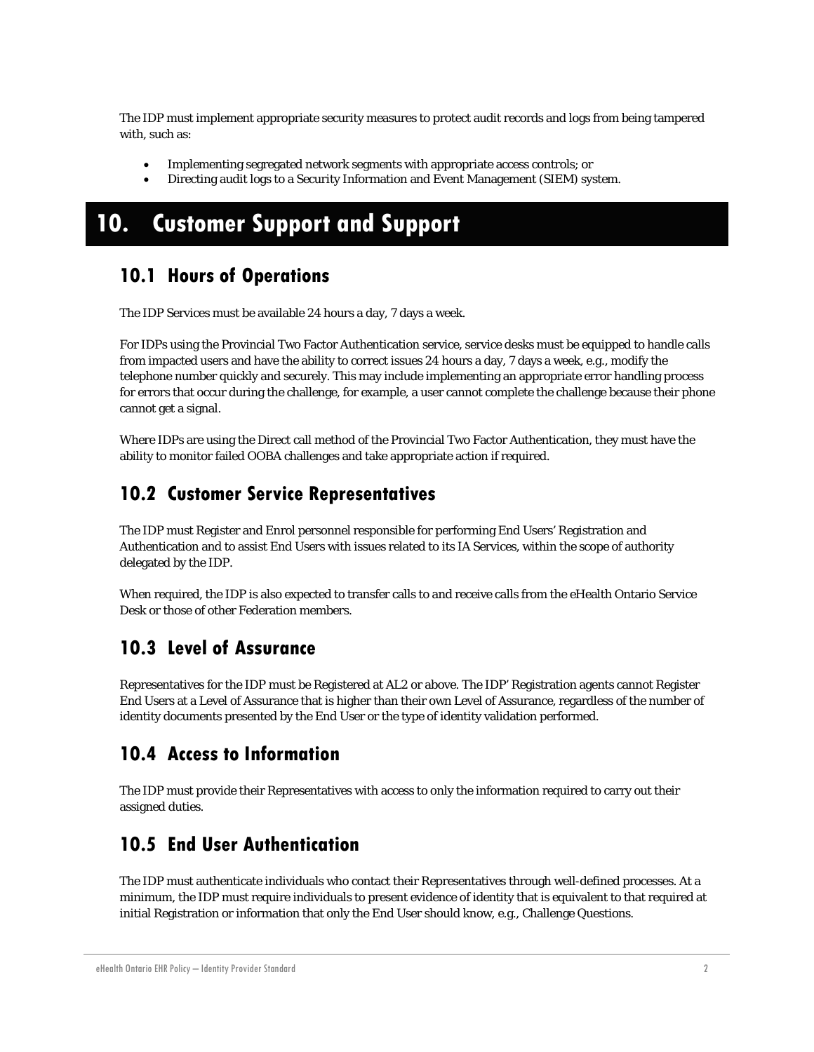The IDP must implement appropriate security measures to protect audit records and logs from being tampered with, such as:

- Implementing segregated network segments with appropriate access controls; or
- Directing audit logs to a Security Information and Event Management (SIEM) system.

# 10. Customer Support and Support

## 10.1 Hours of Operations

The IDP Services must be available 24 hours a day, 7 days a week.

For IDPs using the Provincial Two Factor Authentication service, service desks must be equipped to handle calls from impacted users and have the ability to correct issues 24 hours a day, 7 days a week, e.g., modify the telephone number quickly and securely. This may include implementing an appropriate error handling process for errors that occur during the challenge, for example, a user cannot complete the challenge because their phone cannot get a signal.

Where IDPs are using the Direct call method of the Provincial Two Factor Authentication, they must have the ability to monitor failed OOBA challenges and take appropriate action if required.

## 10.2 Customer Service Representatives

The IDP must Register and Enrol personnel responsible for performing End Users' Registration and Authentication and to assist End Users with issues related to its IA Services, within the scope of authority delegated by the IDP.

When required, the IDP is also expected to transfer calls to and receive calls from the eHealth Ontario Service Desk or those of other Federation members.

## 10.3 Level of Assurance

Representatives for the IDP must be Registered at AL2 or above. The IDP' Registration agents cannot Register End Users at a Level of Assurance that is higher than their own Level of Assurance, regardless of the number of identity documents presented by the End User or the type of identity validation performed.

## 10.4 Access to Information

The IDP must provide their Representatives with access to only the information required to carry out their assigned duties.

## 10.5 End User Authentication

The IDP must authenticate individuals who contact their Representatives through well-defined processes. At a minimum, the IDP must require individuals to present evidence of identity that is equivalent to that required at initial Registration or information that only the End User should know, e.g., Challenge Questions.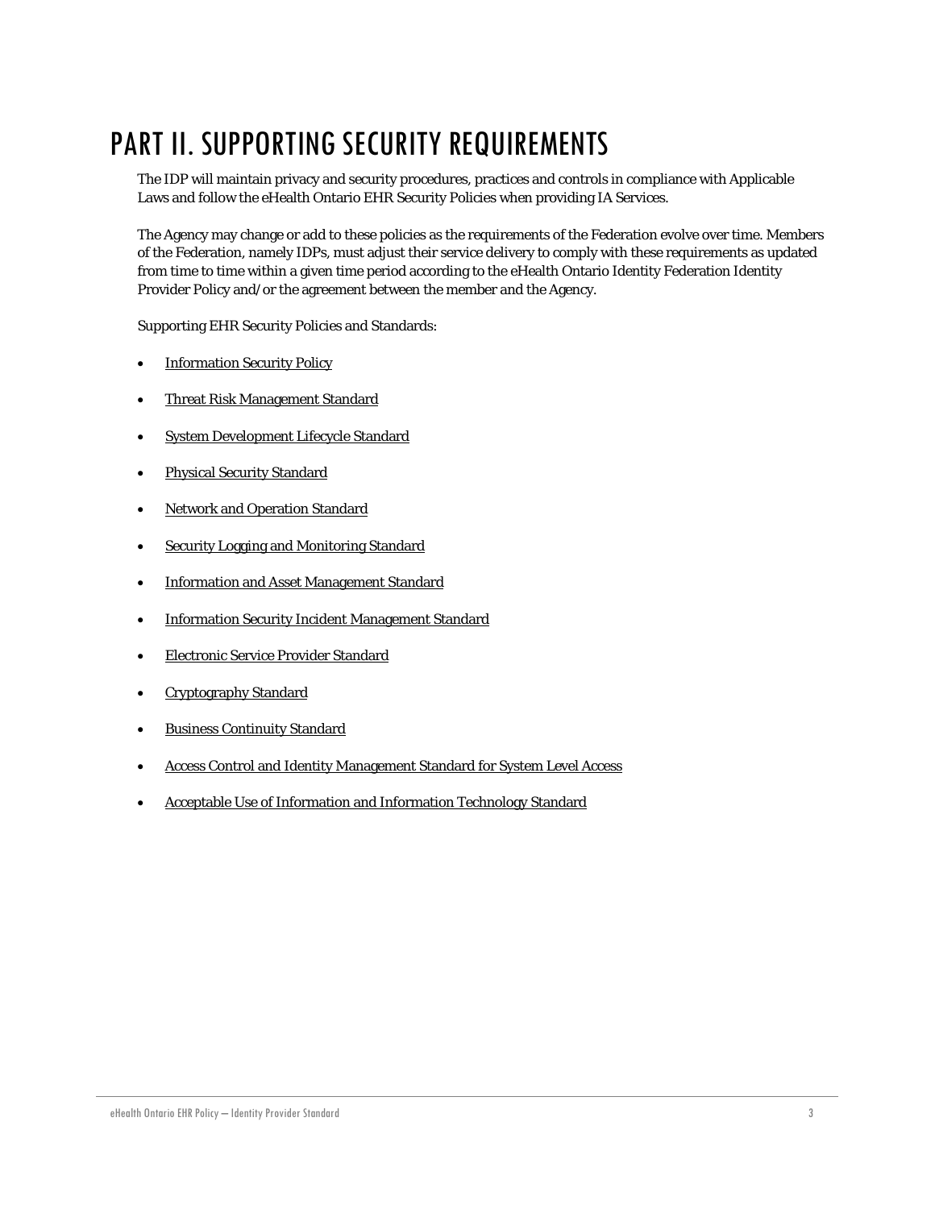# PART II. SUPPORTING SECURITY REQUIREMENTS

The IDP will maintain privacy and security procedures, practices and controls in compliance with Applicable Laws and follow the eHealth Ontario EHR Security Policies when providing IA Services.

The Agency may change or add to these policies as the requirements of the Federation evolve over time. Members of the Federation, namely IDPs, must adjust their service delivery to comply with these requirements as updated from time to time within a given time period according to the eHealth Ontario Identity Federation Identity Provider Policy and/or the agreement between the member and the Agency.

Supporting EHR Security Policies and Standards:

- Information Security Policy
- Threat Risk Management Standard
- System Development Lifecycle Standard
- Physical Security Standard
- Network and Operation Standard
- Security Logging and Monitoring Standard
- Information and Asset Management Standard
- Information Security Incident Management Standard
- Electronic Service Provider Standard
- Cryptography Standard
- Business Continuity Standard
- Access Control and Identity Management Standard for System Level Access
- Acceptable Use of Information and Information Technology Standard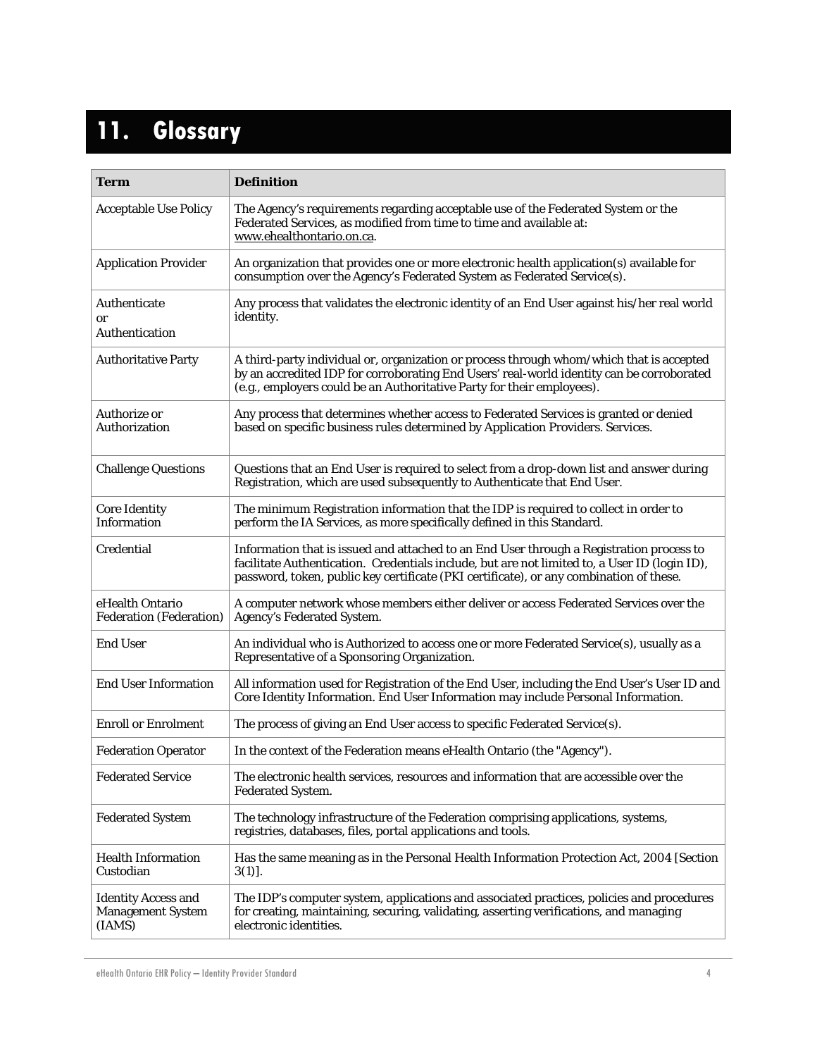# 11. Glossary

| Term | Definition |
|---|---|
| Acceptable Use Policy | The Agency's requirements regarding acceptable use of the Federated System or the Federated Services, as modified from time to time and available at: www.ehealthontario.on.ca. |
| Application Provider | An organization that provides one or more electronic health application(s) available for consumption over the Agency's Federated System as Federated Service(s). |
| Authenticate or Authentication | Any process that validates the electronic identity of an End User against his/her real world identity. |
| Authoritative Party | A third-party individual or, organization or process through whom/which that is accepted by an accredited IDP for corroborating End Users' real-world identity can be corroborated (e.g., employers could be an Authoritative Party for their employees). |
| Authorize or Authorization | Any process that determines whether access to Federated Services is granted or denied based on specific business rules determined by Application Providers. Services. |
| Challenge Questions | Questions that an End User is required to select from a drop-down list and answer during Registration, which are used subsequently to Authenticate that End User. |
| Core Identity Information | The minimum Registration information that the IDP is required to collect in order to perform the IA Services, as more specifically defined in this Standard. |
| Credential | Information that is issued and attached to an End User through a Registration process to facilitate Authentication. Credentials include, but are not limited to, a User ID (login ID), password, token, public key certificate (PKI certificate), or any combination of these. |
| eHealth Ontario Federation (Federation) | A computer network whose members either deliver or access Federated Services over the Agency's Federated System. |
| End User | An individual who is Authorized to access one or more Federated Service(s), usually as a Representative of a Sponsoring Organization. |
| End User Information | All information used for Registration of the End User, including the End User's User ID and Core Identity Information. End User Information may include Personal Information. |
| Enroll or Enrolment | The process of giving an End User access to specific Federated Service(s). |
| Federation Operator | In the context of the Federation means eHealth Ontario (the "Agency"). |
| Federated Service | The electronic health services, resources and information that are accessible over the Federated System. |
| Federated System | The technology infrastructure of the Federation comprising applications, systems, registries, databases, files, portal applications and tools. |
| Health Information Custodian | Has the same meaning as in the Personal Health Information Protection Act, 2004 [Section 3(1)]. |
| Identity Access and Management System (IAMS) | The IDP's computer system, applications and associated practices, policies and procedures for creating, maintaining, securing, validating, asserting verifications, and managing electronic identities. |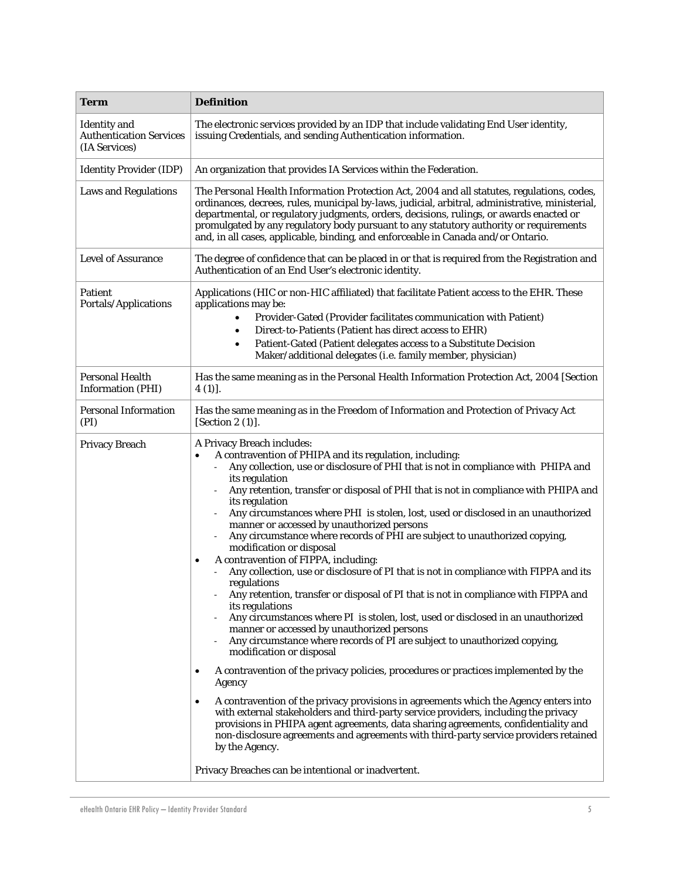| Term | Definition |
|---|---|
| Identity and Authentication Services (IA Services) | The electronic services provided by an IDP that include validating End User identity, issuing Credentials, and sending Authentication information. |
| Identity Provider (IDP) | An organization that provides IA Services within the Federation. |
| Laws and Regulations | The *Personal Health Information Protection Act, 2004* and all statutes, regulations, codes, ordinances, decrees, rules, municipal by-laws, judicial, arbitral, administrative, ministerial, departmental, or regulatory judgments, orders, decisions, rulings, or awards enacted or promulgated by any regulatory body pursuant to any statutory authority or requirements and, in all cases, applicable, binding, and enforceable in Canada and/or Ontario. |
| Level of Assurance | The degree of confidence that can be placed in or that is required from the Registration and Authentication of an End User's electronic identity. |
| Patient Portals/Applications | Applications (HIC or non-HIC affiliated) that facilitate Patient access to the EHR. These applications may be:<br>• Provider-Gated (Provider facilitates communication with Patient)<br>• Direct-to-Patients (Patient has direct access to EHR)<br>• Patient-Gated (Patient delegates access to a Substitute Decision Maker/additional delegates (i.e. family member, physician) |
| Personal Health Information (PHI) | Has the same meaning as in the Personal Health Information Protection Act, 2004 [Section 4 (1)]. |
| Personal Information (PI) | Has the same meaning as in the Freedom of Information and Protection of Privacy Act [Section 2 (1)]. |
| Privacy Breach | A Privacy Breach includes:<br>• A contravention of PHIPA and its regulation, including:<br>- Any collection, use or disclosure of PHI that is not in compliance with PHIPA and its regulation<br>- Any retention, transfer or disposal of PHI that is not in compliance with PHIPA and its regulation<br>- Any circumstances where PHI is stolen, lost, used or disclosed in an unauthorized manner or accessed by unauthorized persons<br>- Any circumstance where records of PHI are subject to unauthorized copying, modification or disposal<br>• A contravention of FIPPA, including:<br>- Any collection, use or disclosure of PI that is not in compliance with FIPPA and its regulations<br>- Any retention, transfer or disposal of PI that is not in compliance with FIPPA and its regulations<br>- Any circumstances where PI is stolen, lost, used or disclosed in an unauthorized manner or accessed by unauthorized persons<br>- Any circumstance where records of PI are subject to unauthorized copying, modification or disposal<br>• A contravention of the privacy policies, procedures or practices implemented by the Agency<br>• A contravention of the privacy provisions in agreements which the Agency enters into with external stakeholders and third-party service providers, including the privacy provisions in PHIPA agent agreements, data sharing agreements, confidentiality and non-disclosure agreements and agreements with third-party service providers retained by the Agency.<br><br>Privacy Breaches can be intentional or inadvertent. |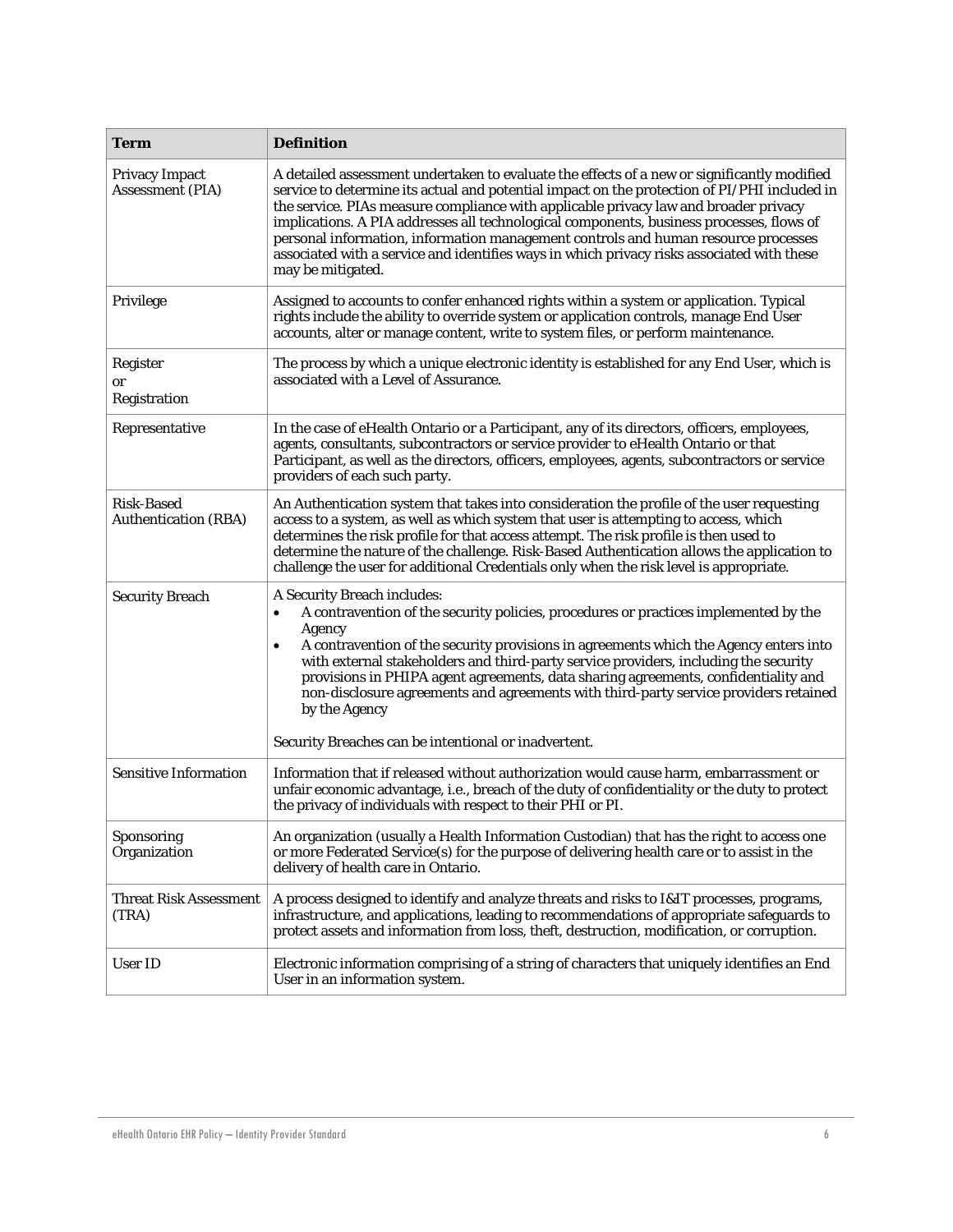| Term | Definition |
| --- | --- |
| Privacy Impact Assessment (PIA) | A detailed assessment undertaken to evaluate the effects of a new or significantly modified service to determine its actual and potential impact on the protection of PI/PHI included in the service. PIAs measure compliance with applicable privacy law and broader privacy implications. A PIA addresses all technological components, business processes, flows of personal information, information management controls and human resource processes associated with a service and identifies ways in which privacy risks associated with these may be mitigated. |
| Privilege | Assigned to accounts to confer enhanced rights within a system or application. Typical rights include the ability to override system or application controls, manage End User accounts, alter or manage content, write to system files, or perform maintenance. |
| Register or Registration | The process by which a unique electronic identity is established for any End User, which is associated with a Level of Assurance. |
| Representative | In the case of eHealth Ontario or a Participant, any of its directors, officers, employees, agents, consultants, subcontractors or service provider to eHealth Ontario or that Participant, as well as the directors, officers, employees, agents, subcontractors or service providers of each such party. |
| Risk-Based Authentication (RBA) | An Authentication system that takes into consideration the profile of the user requesting access to a system, as well as which system that user is attempting to access, which determines the risk profile for that access attempt. The risk profile is then used to determine the nature of the challenge. Risk-Based Authentication allows the application to challenge the user for additional Credentials only when the risk level is appropriate. |
| Security Breach | A Security Breach includes:<br>• A contravention of the security policies, procedures or practices implemented by the Agency<br>• A contravention of the security provisions in agreements which the Agency enters into with external stakeholders and third-party service providers, including the security provisions in PHIPA agent agreements, data sharing agreements, confidentiality and non-disclosure agreements and agreements with third-party service providers retained by the Agency<br><br>Security Breaches can be intentional or inadvertent. |
| Sensitive Information | Information that if released without authorization would cause harm, embarrassment or unfair economic advantage, i.e., breach of the duty of confidentiality or the duty to protect the privacy of individuals with respect to their PHI or PI. |
| Sponsoring Organization | An organization (usually a Health Information Custodian) that has the right to access one or more Federated Service(s) for the purpose of delivering health care or to assist in the delivery of health care in Ontario. |
| Threat Risk Assessment (TRA) | A process designed to identify and analyze threats and risks to I&IT processes, programs, infrastructure, and applications, leading to recommendations of appropriate safeguards to protect assets and information from loss, theft, destruction, modification, or corruption. |
| User ID | Electronic information comprising of a string of characters that uniquely identifies an End User in an information system. |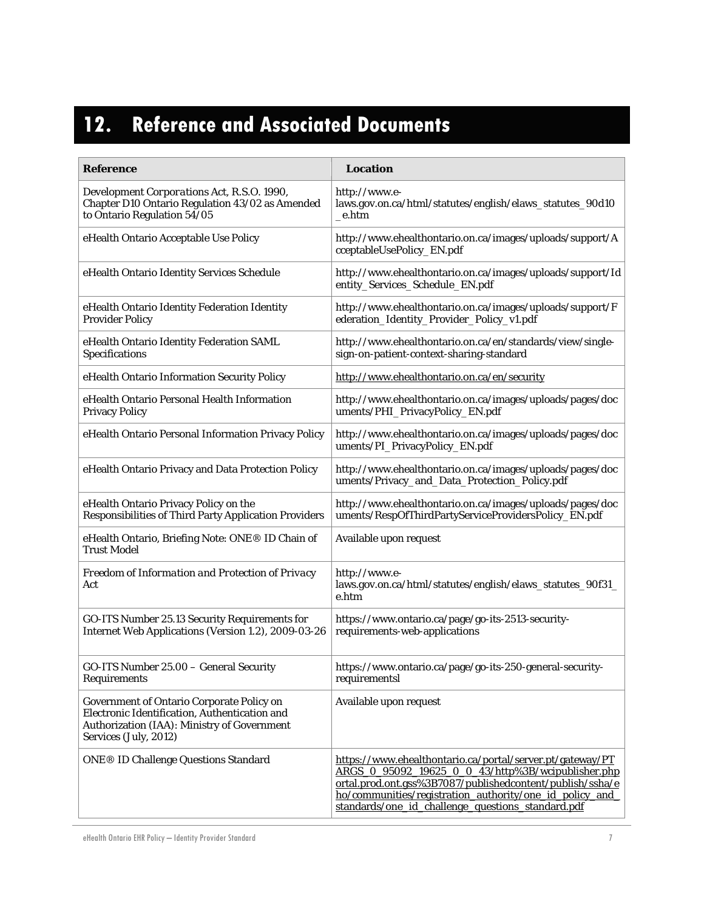# 12. Reference and Associated Documents

| Reference | Location |
|---|---|
| *Development Corporations Act*, R.S.O. 1990, Chapter D10 Ontario Regulation 43/02 as Amended to Ontario Regulation 54/05 | http://www.e-laws.gov.on.ca/html/statutes/english/elaws_statutes_90d10_e.htm |
| eHealth Ontario Acceptable Use Policy | http://www.ehealthontario.on.ca/images/uploads/support/AcceptableUsePolicy_EN.pdf |
| eHealth Ontario Identity Services Schedule | http://www.ehealthontario.on.ca/images/uploads/support/Identity_Services_Schedule_EN.pdf |
| eHealth Ontario Identity Federation Identity Provider Policy | http://www.ehealthontario.on.ca/images/uploads/support/Federation_Identity_Provider_Policy_v1.pdf |
| eHealth Ontario Identity Federation SAML Specifications | http://www.ehealthontario.on.ca/en/standards/view/single-sign-on-patient-context-sharing-standard |
| eHealth Ontario Information Security Policy | http://www.ehealthontario.on.ca/en/security |
| eHealth Ontario Personal Health Information Privacy Policy | http://www.ehealthontario.on.ca/images/uploads/pages/documents/PHI_PrivacyPolicy_EN.pdf |
| eHealth Ontario Personal Information Privacy Policy | http://www.ehealthontario.on.ca/images/uploads/pages/documents/PI_PrivacyPolicy_EN.pdf |
| eHealth Ontario Privacy and Data Protection Policy | http://www.ehealthontario.on.ca/images/uploads/pages/documents/Privacy_and_Data_Protection_Policy.pdf |
| eHealth Ontario Privacy Policy on the Responsibilities of Third Party Application Providers | http://www.ehealthontario.on.ca/images/uploads/pages/documents/RespOfThirdPartyServiceProvidersPolicy_EN.pdf |
| eHealth Ontario, Briefing Note: ONE® ID Chain of Trust Model | Available upon request |
| *Freedom of Information and Protection of Privacy Act* | http://www.e-laws.gov.on.ca/html/statutes/english/elaws_statutes_90f31_e.htm |
| GO-ITS Number 25.13 Security Requirements for Internet Web Applications (Version 1.2), 2009-03-26 | https://www.ontario.ca/page/go-its-2513-security-requirements-web-applications |
| GO-ITS Number 25.00 – General Security Requirements | https://www.ontario.ca/page/go-its-250-general-security-requirementsl |
| Government of Ontario Corporate Policy on Electronic Identification, Authentication and Authorization (IAA): Ministry of Government Services (July, 2012) | Available upon request |
| ONE® ID Challenge Questions Standard | https://www.ehealthontario.ca/portal/server.pt/gateway/PTARGS_0_95092_19625_0_0_43/http%3B/wcipublisher.phpportal.prod.ont.gss%3B7087/publishedcontent/publish/ssha/eho/communities/registration_authority/one_id_policy_and_standards/one_id_challenge_questions_standard.pdf |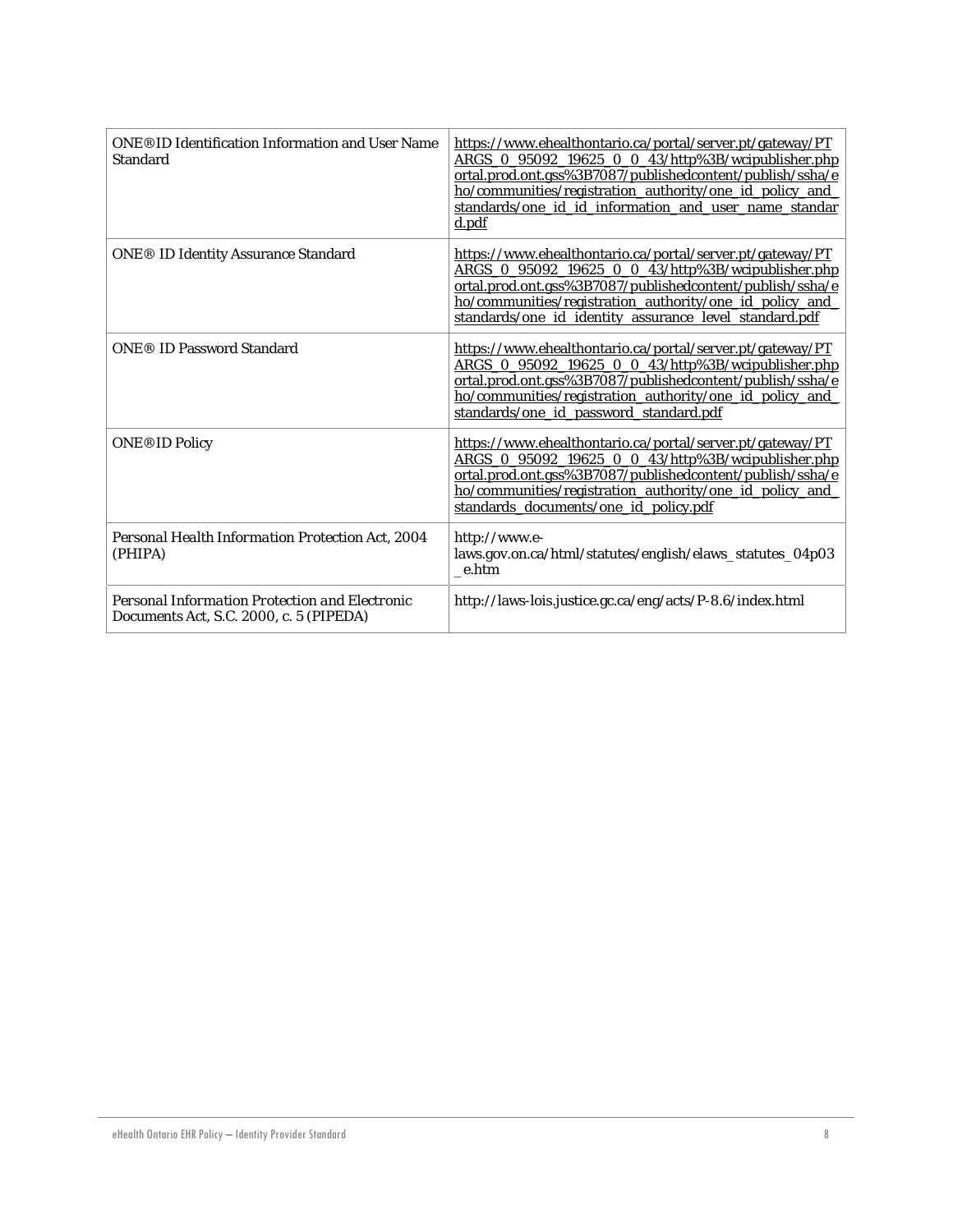| ONE®ID Identification Information and User Name Standard | https://www.ehealthontario.ca/portal/server.pt/gateway/PTARGS_0_95092_19625_0_0_43/http%3B/wcipublisher.phportal.prod.ont.gss%3B7087/publishedcontent/publish/ssha/eho/communities/registration_authority/one_id_policy_and_standards/one_id_id_information_and_user_name_standard.pdf |
|---|---|
| ONE® ID Identity Assurance Standard | https://www.ehealthontario.ca/portal/server.pt/gateway/PTARGS_0_95092_19625_0_0_43/http%3B/wcipublisher.phportal.prod.ont.gss%3B7087/publishedcontent/publish/ssha/eho/communities/registration_authority/one_id_policy_and_standards/one_id_identity_assurance_level_standard.pdf |
| ONE® ID Password Standard | https://www.ehealthontario.ca/portal/server.pt/gateway/PTARGS_0_95092_19625_0_0_43/http%3B/wcipublisher.phportal.prod.ont.gss%3B7087/publishedcontent/publish/ssha/eho/communities/registration_authority/one_id_policy_and_standards/one_id_password_standard.pdf |
| ONE®ID Policy | https://www.ehealthontario.ca/portal/server.pt/gateway/PTARGS_0_95092_19625_0_0_43/http%3B/wcipublisher.phportal.prod.ont.gss%3B7087/publishedcontent/publish/ssha/eho/communities/registration_authority/one_id_policy_and_standards_documents/one_id_policy.pdf |
| *Personal Health Information Protection Act, 2004* (PHIPA) | http://www.e-laws.gov.on.ca/html/statutes/english/elaws_statutes_04p03_e.htm |
| *Personal Information Protection and Electronic Documents Act*, S.C. 2000, c. 5 (PIPEDA) | http://laws-lois.justice.gc.ca/eng/acts/P-8.6/index.html |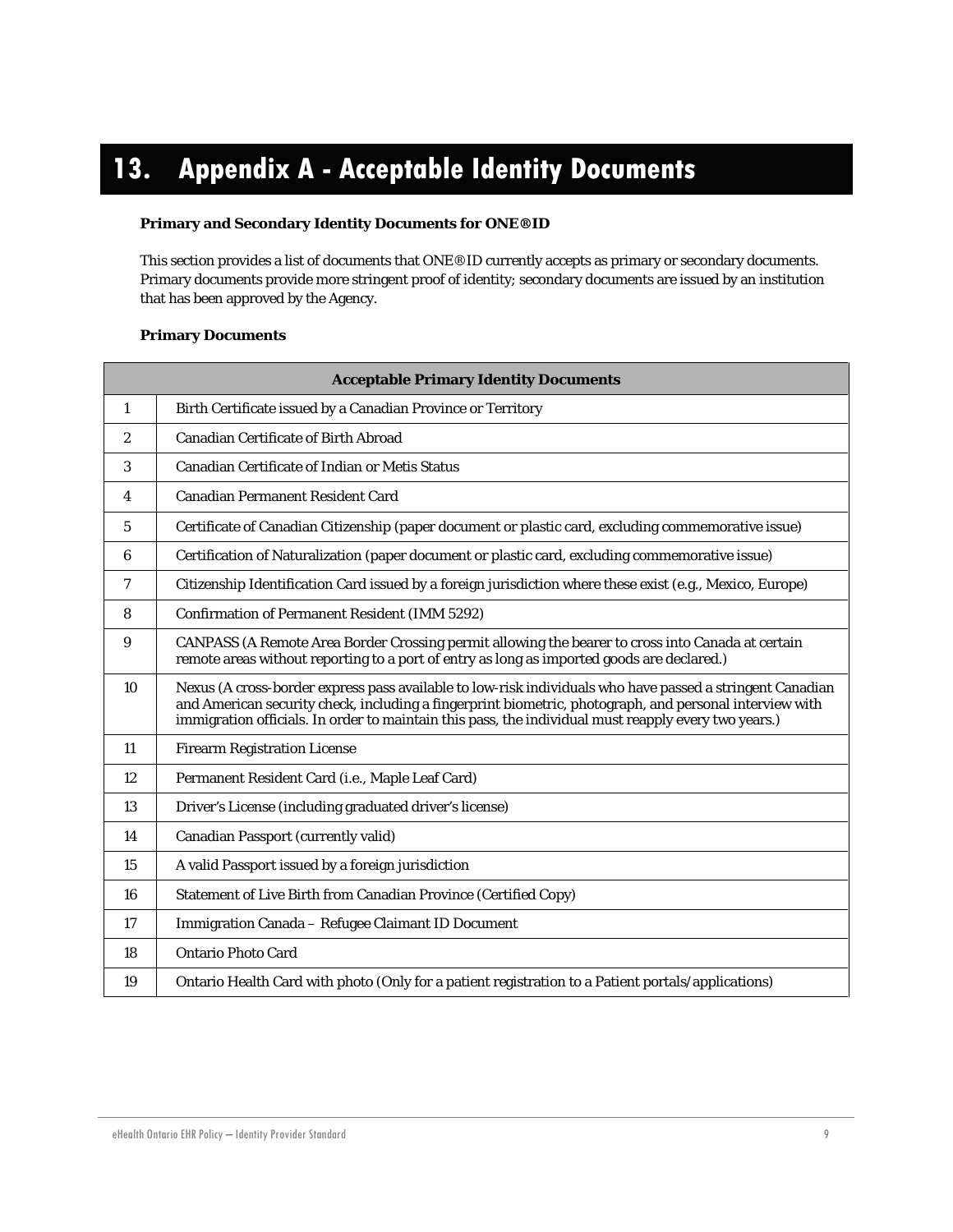# 13. Appendix A - Acceptable Identity Documents

**Primary and Secondary Identity Documents for ONE®ID**

This section provides a list of documents that ONE®ID currently accepts as primary or secondary documents. Primary documents provide more stringent proof of identity; secondary documents are issued by an institution that has been approved by the Agency.

**Primary Documents**

| | Acceptable Primary Identity Documents |
|---|---|
| 1 | Birth Certificate issued by a Canadian Province or Territory |
| 2 | Canadian Certificate of Birth Abroad |
| 3 | Canadian Certificate of Indian or Metis Status |
| 4 | Canadian Permanent Resident Card |
| 5 | Certificate of Canadian Citizenship (paper document or plastic card, excluding commemorative issue) |
| 6 | Certification of Naturalization (paper document or plastic card, excluding commemorative issue) |
| 7 | Citizenship Identification Card issued by a foreign jurisdiction where these exist (e.g., Mexico, Europe) |
| 8 | Confirmation of Permanent Resident (IMM 5292) |
| 9 | CANPASS (A Remote Area Border Crossing permit allowing the bearer to cross into Canada at certain remote areas without reporting to a port of entry as long as imported goods are declared.) |
| 10 | Nexus (A cross-border express pass available to low-risk individuals who have passed a stringent Canadian and American security check, including a fingerprint biometric, photograph, and personal interview with immigration officials. In order to maintain this pass, the individual must reapply every two years.) |
| 11 | Firearm Registration License |
| 12 | Permanent Resident Card (i.e., Maple Leaf Card) |
| 13 | Driver's License (including graduated driver's license) |
| 14 | Canadian Passport (currently valid) |
| 15 | A valid Passport issued by a foreign jurisdiction |
| 16 | Statement of Live Birth from Canadian Province (Certified Copy) |
| 17 | Immigration Canada – Refugee Claimant ID Document |
| 18 | Ontario Photo Card |
| 19 | Ontario Health Card with photo (Only for a patient registration to a Patient portals/applications) |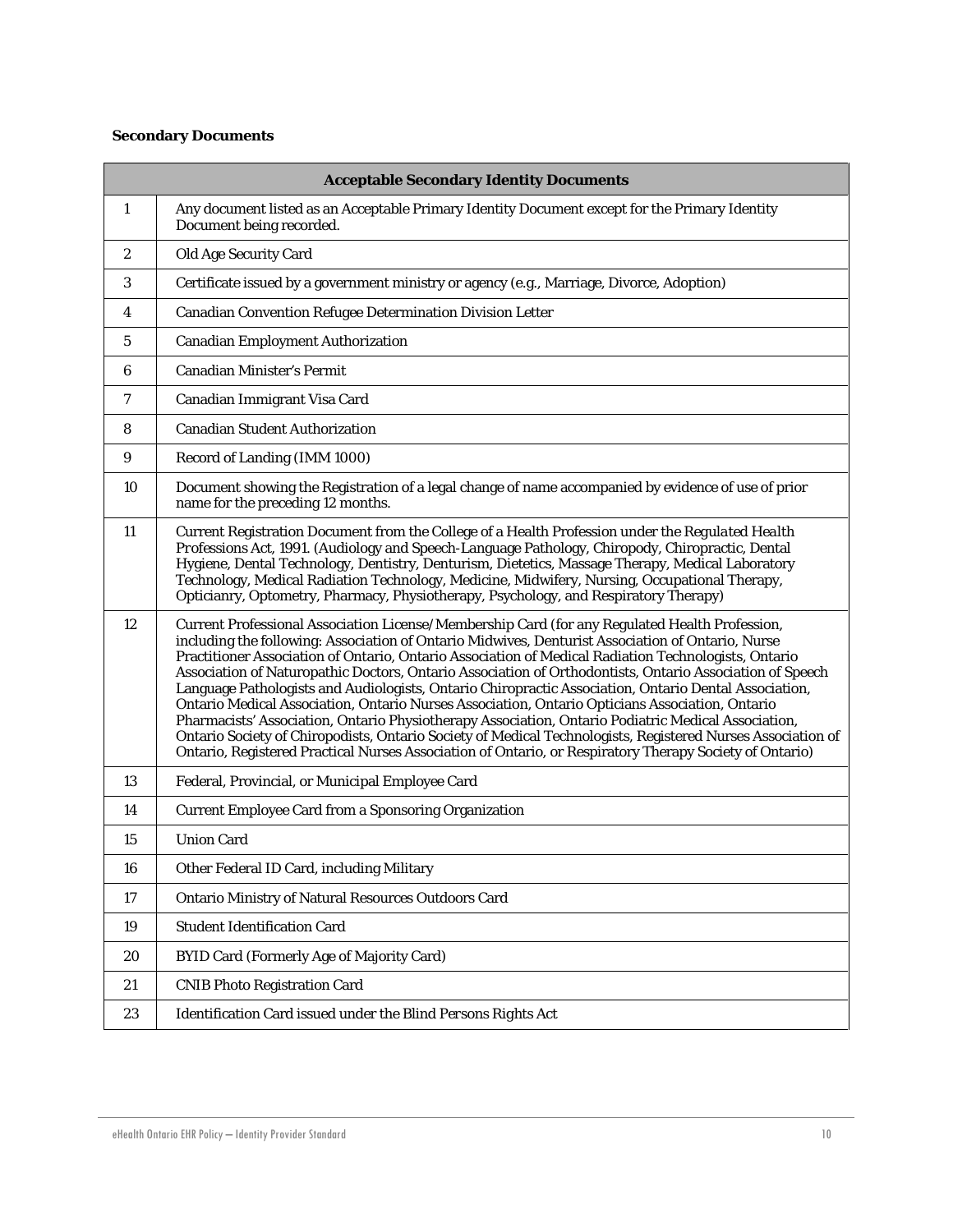**Secondary Documents**

| | Acceptable Secondary Identity Documents |
|---|---|
| 1 | Any document listed as an Acceptable Primary Identity Document except for the Primary Identity Document being recorded. |
| 2 | Old Age Security Card |
| 3 | Certificate issued by a government ministry or agency (e.g., Marriage, Divorce, Adoption) |
| 4 | Canadian Convention Refugee Determination Division Letter |
| 5 | Canadian Employment Authorization |
| 6 | Canadian Minister's Permit |
| 7 | Canadian Immigrant Visa Card |
| 8 | Canadian Student Authorization |
| 9 | Record of Landing (IMM 1000) |
| 10 | Document showing the Registration of a legal change of name accompanied by evidence of use of prior name for the preceding 12 months. |
| 11 | Current Registration Document from the College of a Health Profession under the *Regulated Health Professions Act, 1991*. (Audiology and Speech-Language Pathology, Chiropody, Chiropractic, Dental Hygiene, Dental Technology, Dentistry, Denturism, Dietetics, Massage Therapy, Medical Laboratory Technology, Medical Radiation Technology, Medicine, Midwifery, Nursing, Occupational Therapy, Opticianry, Optometry, Pharmacy, Physiotherapy, Psychology, and Respiratory Therapy) |
| 12 | Current Professional Association License/Membership Card (for any Regulated Health Profession, including the following: Association of Ontario Midwives, Denturist Association of Ontario, Nurse Practitioner Association of Ontario, Ontario Association of Medical Radiation Technologists, Ontario Association of Naturopathic Doctors, Ontario Association of Orthodontists, Ontario Association of Speech Language Pathologists and Audiologists, Ontario Chiropractic Association, Ontario Dental Association, Ontario Medical Association, Ontario Nurses Association, Ontario Opticians Association, Ontario Pharmacists' Association, Ontario Physiotherapy Association, Ontario Podiatric Medical Association, Ontario Society of Chiropodists, Ontario Society of Medical Technologists, Registered Nurses Association of Ontario, Registered Practical Nurses Association of Ontario, or Respiratory Therapy Society of Ontario) |
| 13 | Federal, Provincial, or Municipal Employee Card |
| 14 | Current Employee Card from a Sponsoring Organization |
| 15 | Union Card |
| 16 | Other Federal ID Card, including Military |
| 17 | Ontario Ministry of Natural Resources Outdoors Card |
| 19 | Student Identification Card |
| 20 | BYID Card (Formerly Age of Majority Card) |
| 21 | CNIB Photo Registration Card |
| 23 | Identification Card issued under the Blind Persons Rights Act |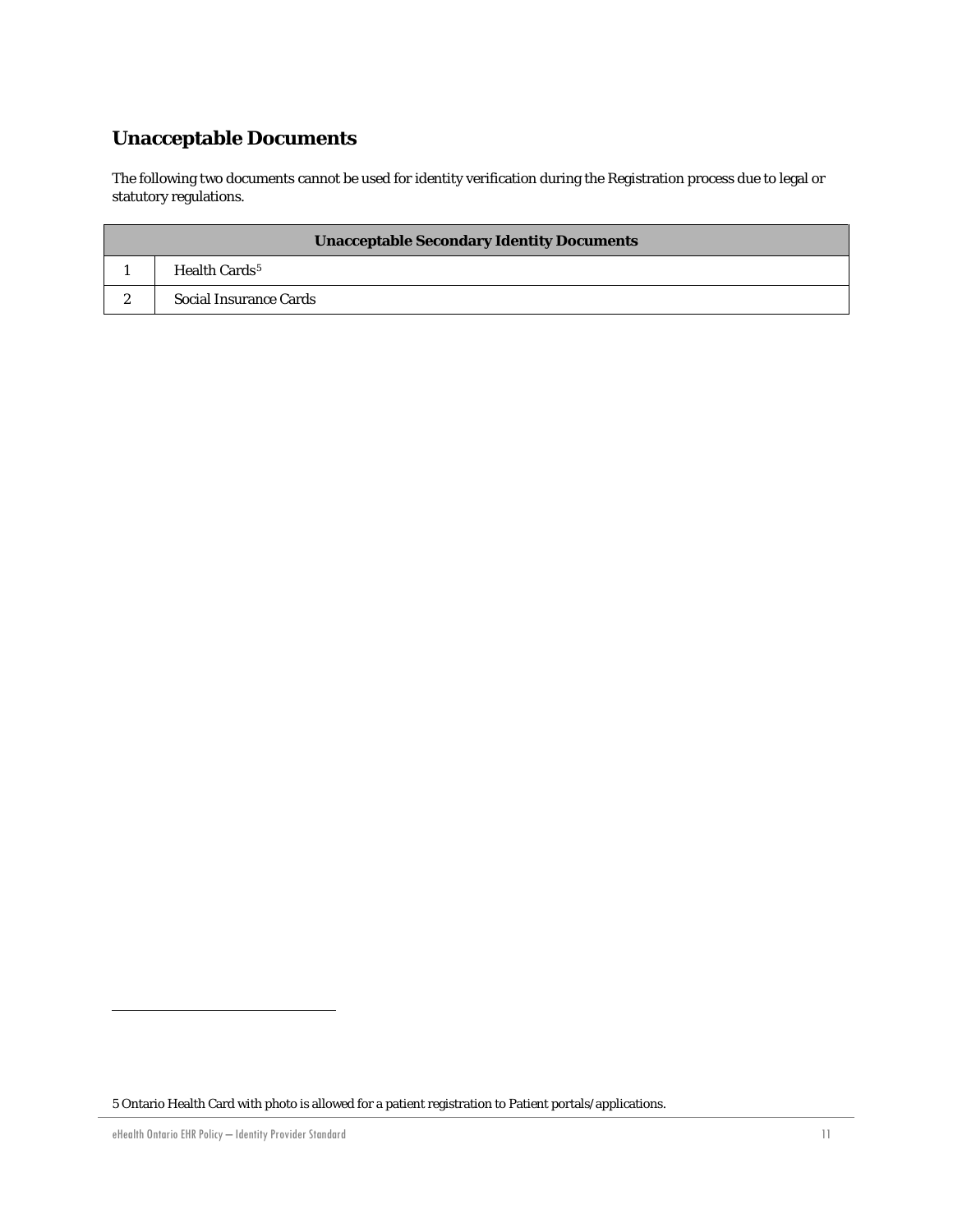## Unacceptable Documents

The following two documents cannot be used for identity verification during the Registration process due to legal or statutory regulations.

| Unacceptable Secondary Identity Documents | |
|---|---|
| 1 | Health Cards[5] |
| 2 | Social Insurance Cards |

5 Ontario Health Card with photo is allowed for a patient registration to Patient portals/applications.